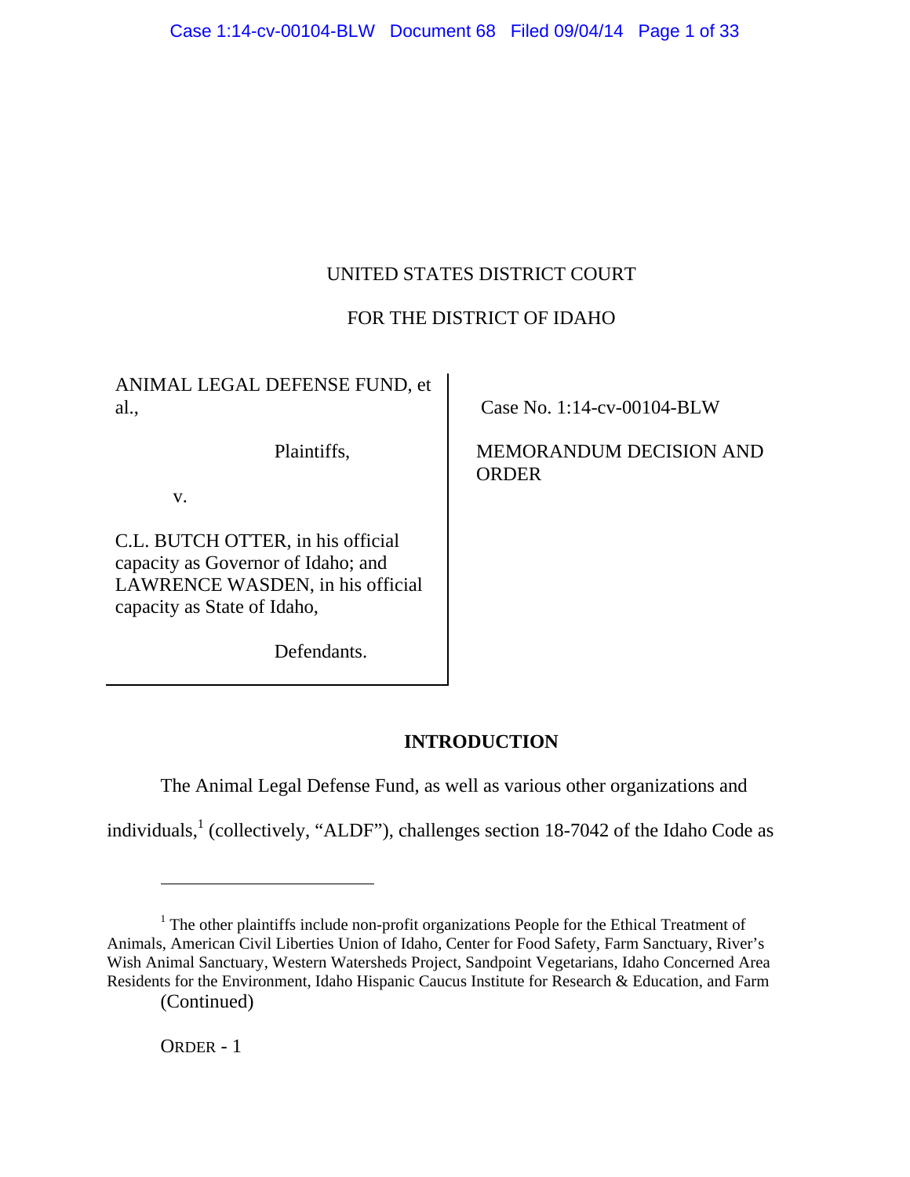UNITED STATES DISTRICT COURT

FOR THE DISTRICT OF IDAHO

| | |
|---|---|
| ANIMAL LEGAL DEFENSE FUND, et al.,<br><br>Plaintiffs,<br><br>v.<br><br>C.L. BUTCH OTTER, in his official capacity as Governor of Idaho; and LAWRENCE WASDEN, in his official capacity as State of Idaho,<br><br>Defendants. | Case No. 1:14-cv-00104-BLW<br><br>MEMORANDUM DECISION AND ORDER |

## INTRODUCTION

The Animal Legal Defense Fund, as well as various other organizations and individuals,[1] (collectively, "ALDF"), challenges section 18-7042 of the Idaho Code as

[1] The other plaintiffs include non-profit organizations People for the Ethical Treatment of Animals, American Civil Liberties Union of Idaho, Center for Food Safety, Farm Sanctuary, River's Wish Animal Sanctuary, Western Watersheds Project, Sandpoint Vegetarians, Idaho Concerned Area Residents for the Environment, Idaho Hispanic Caucus Institute for Research & Education, and Farm (Continued)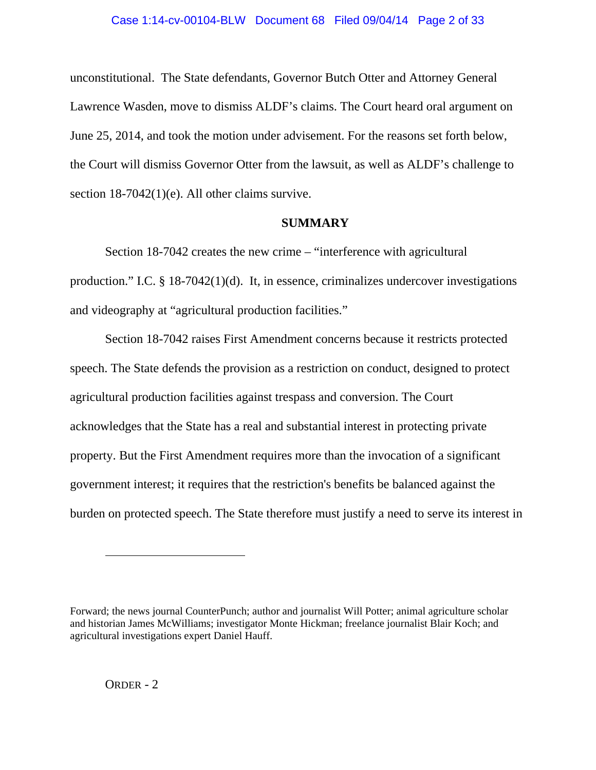unconstitutional. The State defendants, Governor Butch Otter and Attorney General Lawrence Wasden, move to dismiss ALDF's claims. The Court heard oral argument on June 25, 2014, and took the motion under advisement. For the reasons set forth below, the Court will dismiss Governor Otter from the lawsuit, as well as ALDF's challenge to section 18-7042(1)(e). All other claims survive.

## SUMMARY

Section 18-7042 creates the new crime – "interference with agricultural production." I.C. § 18-7042(1)(d). It, in essence, criminalizes undercover investigations and videography at "agricultural production facilities."

Section 18-7042 raises First Amendment concerns because it restricts protected speech. The State defends the provision as a restriction on conduct, designed to protect agricultural production facilities against trespass and conversion. The Court acknowledges that the State has a real and substantial interest in protecting private property. But the First Amendment requires more than the invocation of a significant government interest; it requires that the restriction's benefits be balanced against the burden on protected speech. The State therefore must justify a need to serve its interest in

---

Forward; the news journal CounterPunch; author and journalist Will Potter; animal agriculture scholar and historian James McWilliams; investigator Monte Hickman; freelance journalist Blair Koch; and agricultural investigations expert Daniel Hauff.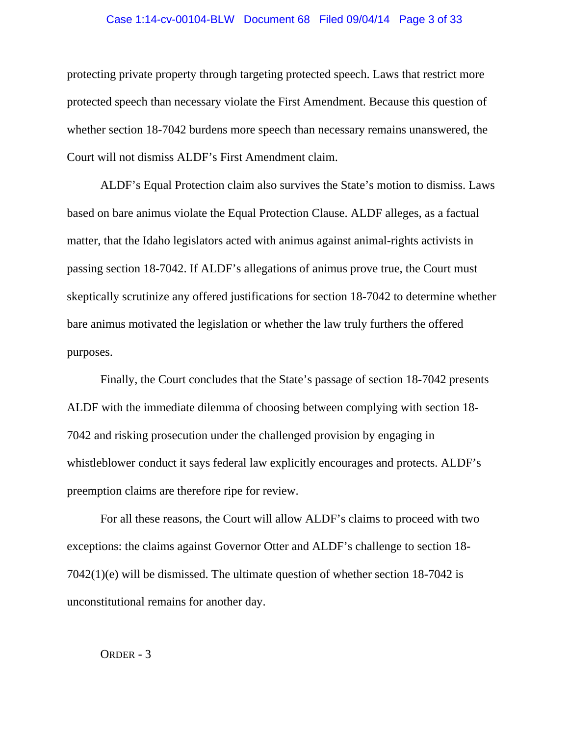protecting private property through targeting protected speech. Laws that restrict more protected speech than necessary violate the First Amendment. Because this question of whether section 18-7042 burdens more speech than necessary remains unanswered, the Court will not dismiss ALDF's First Amendment claim.

ALDF's Equal Protection claim also survives the State's motion to dismiss. Laws based on bare animus violate the Equal Protection Clause. ALDF alleges, as a factual matter, that the Idaho legislators acted with animus against animal-rights activists in passing section 18-7042. If ALDF's allegations of animus prove true, the Court must skeptically scrutinize any offered justifications for section 18-7042 to determine whether bare animus motivated the legislation or whether the law truly furthers the offered purposes.

Finally, the Court concludes that the State's passage of section 18-7042 presents ALDF with the immediate dilemma of choosing between complying with section 18-7042 and risking prosecution under the challenged provision by engaging in whistleblower conduct it says federal law explicitly encourages and protects. ALDF's preemption claims are therefore ripe for review.

For all these reasons, the Court will allow ALDF's claims to proceed with two exceptions: the claims against Governor Otter and ALDF's challenge to section 18-7042(1)(e) will be dismissed. The ultimate question of whether section 18-7042 is unconstitutional remains for another day.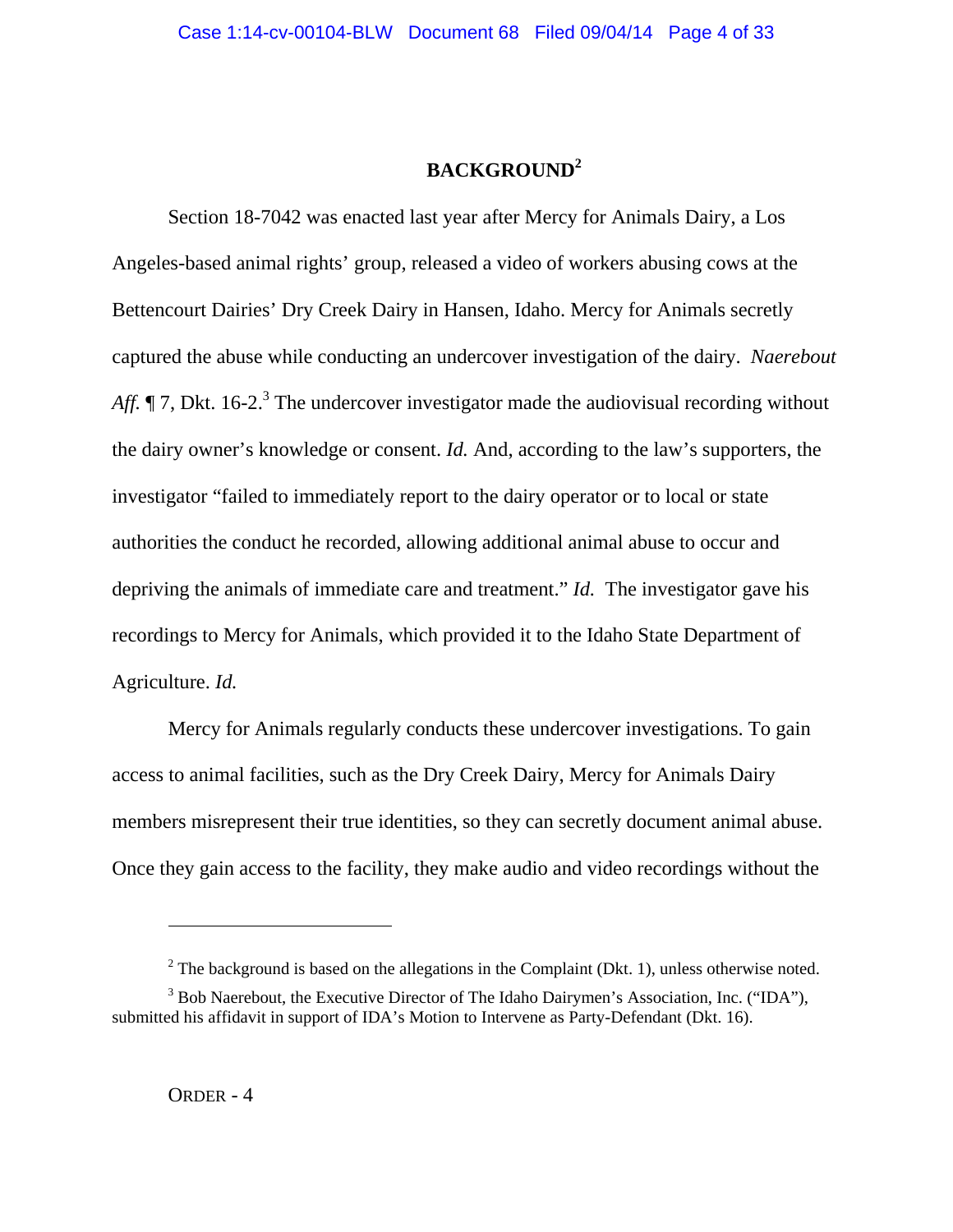## BACKGROUND[2]

Section 18-7042 was enacted last year after Mercy for Animals Dairy, a Los Angeles-based animal rights' group, released a video of workers abusing cows at the Bettencourt Dairies' Dry Creek Dairy in Hansen, Idaho. Mercy for Animals secretly captured the abuse while conducting an undercover investigation of the dairy. *Naerebout Aff.* ¶ 7, Dkt. 16-2.[3] The undercover investigator made the audiovisual recording without the dairy owner's knowledge or consent. *Id.* And, according to the law's supporters, the investigator "failed to immediately report to the dairy operator or to local or state authorities the conduct he recorded, allowing additional animal abuse to occur and depriving the animals of immediate care and treatment." *Id.* The investigator gave his recordings to Mercy for Animals, which provided it to the Idaho State Department of Agriculture. *Id.*

Mercy for Animals regularly conducts these undercover investigations. To gain access to animal facilities, such as the Dry Creek Dairy, Mercy for Animals Dairy members misrepresent their true identities, so they can secretly document animal abuse. Once they gain access to the facility, they make audio and video recordings without the

---

[2] The background is based on the allegations in the Complaint (Dkt. 1), unless otherwise noted.

[3] Bob Naerebout, the Executive Director of The Idaho Dairymen's Association, Inc. ("IDA"), submitted his affidavit in support of IDA's Motion to Intervene as Party-Defendant (Dkt. 16).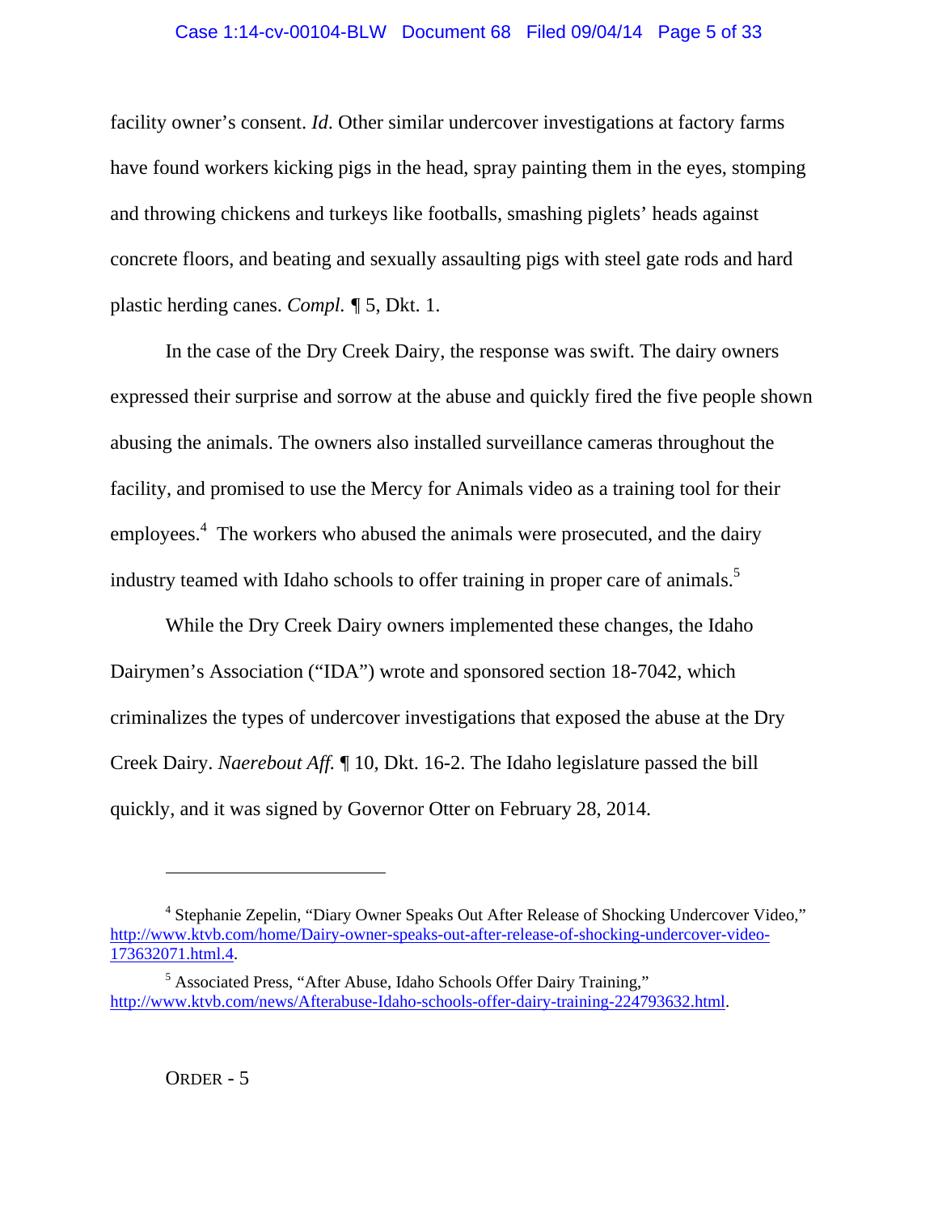facility owner's consent. *Id*. Other similar undercover investigations at factory farms have found workers kicking pigs in the head, spray painting them in the eyes, stomping and throwing chickens and turkeys like footballs, smashing piglets' heads against concrete floors, and beating and sexually assaulting pigs with steel gate rods and hard plastic herding canes. *Compl.* ¶ 5, Dkt. 1.

In the case of the Dry Creek Dairy, the response was swift. The dairy owners expressed their surprise and sorrow at the abuse and quickly fired the five people shown abusing the animals. The owners also installed surveillance cameras throughout the facility, and promised to use the Mercy for Animals video as a training tool for their employees.[4] The workers who abused the animals were prosecuted, and the dairy industry teamed with Idaho schools to offer training in proper care of animals.[5]

While the Dry Creek Dairy owners implemented these changes, the Idaho Dairymen's Association ("IDA") wrote and sponsored section 18-7042, which criminalizes the types of undercover investigations that exposed the abuse at the Dry Creek Dairy. *Naerebout Aff.* ¶ 10, Dkt. 16-2. The Idaho legislature passed the bill quickly, and it was signed by Governor Otter on February 28, 2014.

---

[4] Stephanie Zepelin, "Diary Owner Speaks Out After Release of Shocking Undercover Video," http://www.ktvb.com/home/Dairy-owner-speaks-out-after-release-of-shocking-undercover-video-173632071.html.4.

[5] Associated Press, "After Abuse, Idaho Schools Offer Dairy Training," http://www.ktvb.com/news/Afterabuse-Idaho-schools-offer-dairy-training-224793632.html.

ORDER - 5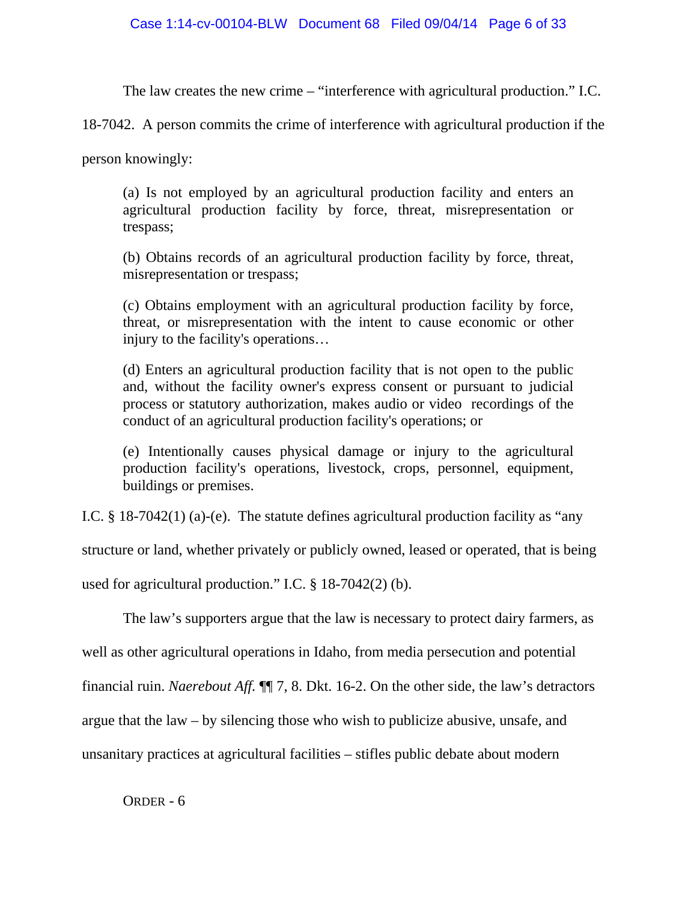The law creates the new crime – "interference with agricultural production." I.C. 18-7042. A person commits the crime of interference with agricultural production if the person knowingly:

> (a) Is not employed by an agricultural production facility and enters an agricultural production facility by force, threat, misrepresentation or trespass;
>
> (b) Obtains records of an agricultural production facility by force, threat, misrepresentation or trespass;
>
> (c) Obtains employment with an agricultural production facility by force, threat, or misrepresentation with the intent to cause economic or other injury to the facility's operations…
>
> (d) Enters an agricultural production facility that is not open to the public and, without the facility owner's express consent or pursuant to judicial process or statutory authorization, makes audio or video recordings of the conduct of an agricultural production facility's operations; or
>
> (e) Intentionally causes physical damage or injury to the agricultural production facility's operations, livestock, crops, personnel, equipment, buildings or premises.

I.C. § 18-7042(1) (a)-(e). The statute defines agricultural production facility as "any structure or land, whether privately or publicly owned, leased or operated, that is being used for agricultural production." I.C. § 18-7042(2) (b).

The law's supporters argue that the law is necessary to protect dairy farmers, as well as other agricultural operations in Idaho, from media persecution and potential financial ruin. *Naerebout Aff.* ¶¶ 7, 8. Dkt. 16-2. On the other side, the law's detractors argue that the law – by silencing those who wish to publicize abusive, unsafe, and unsanitary practices at agricultural facilities – stifles public debate about modern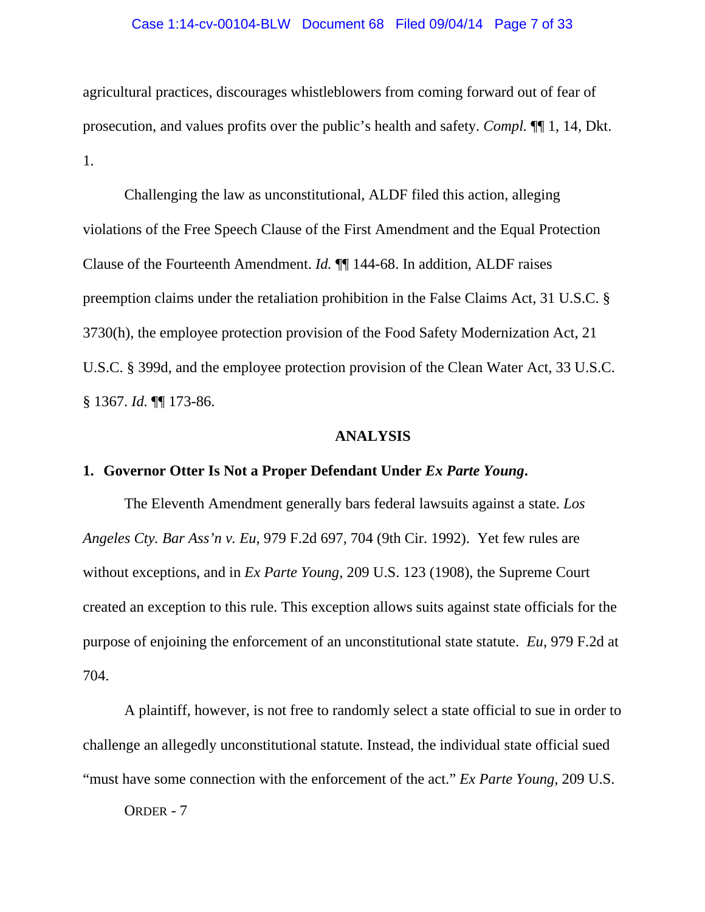agricultural practices, discourages whistleblowers from coming forward out of fear of prosecution, and values profits over the public's health and safety. *Compl.* ¶¶ 1, 14, Dkt. 1.

Challenging the law as unconstitutional, ALDF filed this action, alleging violations of the Free Speech Clause of the First Amendment and the Equal Protection Clause of the Fourteenth Amendment. *Id.* ¶¶ 144-68. In addition, ALDF raises preemption claims under the retaliation prohibition in the False Claims Act, 31 U.S.C. § 3730(h), the employee protection provision of the Food Safety Modernization Act, 21 U.S.C. § 399d, and the employee protection provision of the Clean Water Act, 33 U.S.C. § 1367. *Id.* ¶¶ 173-86.

## ANALYSIS

### 1. Governor Otter Is Not a Proper Defendant Under *Ex Parte Young*.

The Eleventh Amendment generally bars federal lawsuits against a state. *Los Angeles Cty. Bar Ass'n v. Eu*, 979 F.2d 697, 704 (9th Cir. 1992). Yet few rules are without exceptions, and in *Ex Parte Young*, 209 U.S. 123 (1908), the Supreme Court created an exception to this rule. This exception allows suits against state officials for the purpose of enjoining the enforcement of an unconstitutional state statute. *Eu*, 979 F.2d at 704.

A plaintiff, however, is not free to randomly select a state official to sue in order to challenge an allegedly unconstitutional statute. Instead, the individual state official sued "must have some connection with the enforcement of the act." *Ex Parte Young,* 209 U.S.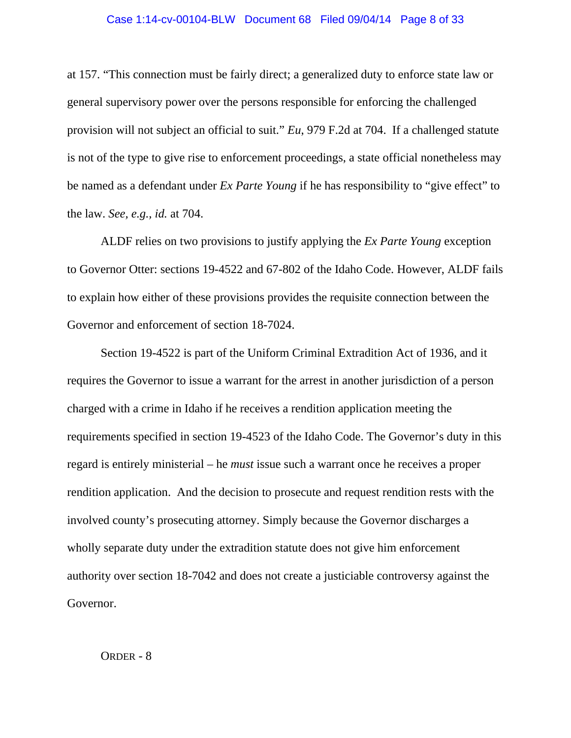at 157. "This connection must be fairly direct; a generalized duty to enforce state law or general supervisory power over the persons responsible for enforcing the challenged provision will not subject an official to suit." *Eu*, 979 F.2d at 704. If a challenged statute is not of the type to give rise to enforcement proceedings, a state official nonetheless may be named as a defendant under *Ex Parte Young* if he has responsibility to "give effect" to the law. *See, e.g., id.* at 704.

ALDF relies on two provisions to justify applying the *Ex Parte Young* exception to Governor Otter: sections 19-4522 and 67-802 of the Idaho Code. However, ALDF fails to explain how either of these provisions provides the requisite connection between the Governor and enforcement of section 18-7024.

Section 19-4522 is part of the Uniform Criminal Extradition Act of 1936, and it requires the Governor to issue a warrant for the arrest in another jurisdiction of a person charged with a crime in Idaho if he receives a rendition application meeting the requirements specified in section 19-4523 of the Idaho Code. The Governor's duty in this regard is entirely ministerial – he *must* issue such a warrant once he receives a proper rendition application. And the decision to prosecute and request rendition rests with the involved county's prosecuting attorney. Simply because the Governor discharges a wholly separate duty under the extradition statute does not give him enforcement authority over section 18-7042 and does not create a justiciable controversy against the Governor.

ORDER - 8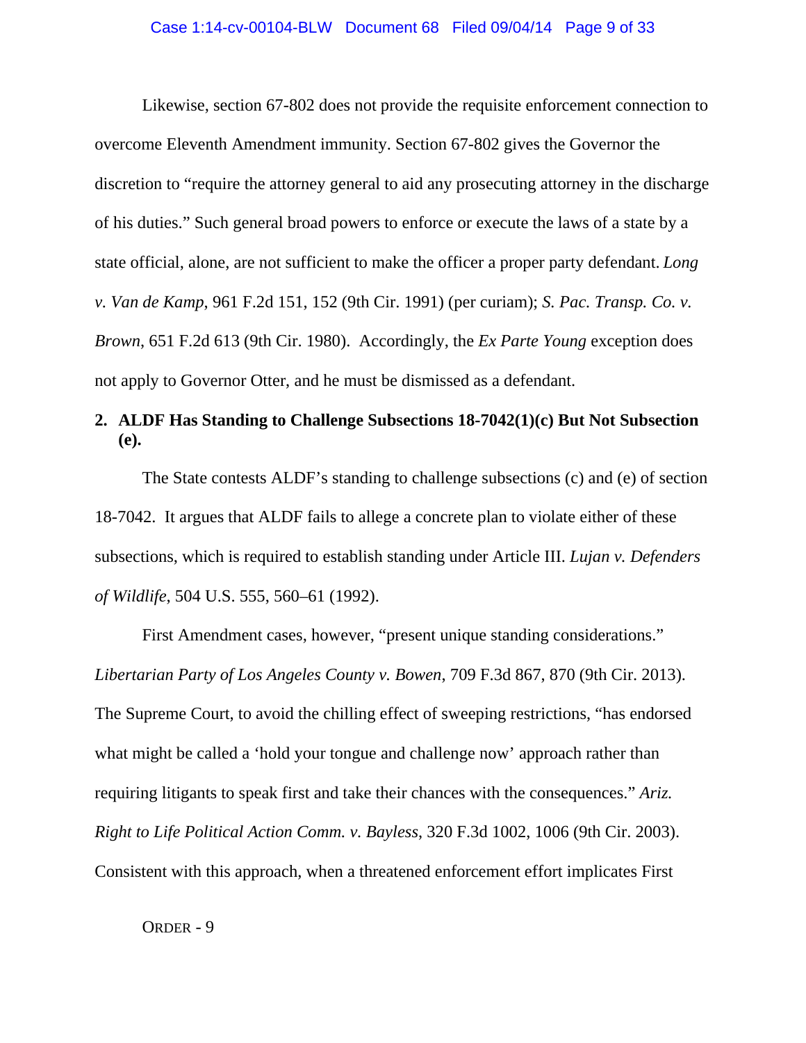Likewise, section 67-802 does not provide the requisite enforcement connection to overcome Eleventh Amendment immunity. Section 67-802 gives the Governor the discretion to "require the attorney general to aid any prosecuting attorney in the discharge of his duties." Such general broad powers to enforce or execute the laws of a state by a state official, alone, are not sufficient to make the officer a proper party defendant. *Long v. Van de Kamp*, 961 F.2d 151, 152 (9th Cir. 1991) (per curiam); *S. Pac. Transp. Co. v. Brown*, 651 F.2d 613 (9th Cir. 1980). Accordingly, the *Ex Parte Young* exception does not apply to Governor Otter, and he must be dismissed as a defendant.

**2. ALDF Has Standing to Challenge Subsections 18-7042(1)(c) But Not Subsection (e).**

The State contests ALDF's standing to challenge subsections (c) and (e) of section 18-7042. It argues that ALDF fails to allege a concrete plan to violate either of these subsections, which is required to establish standing under Article III. *Lujan v. Defenders of Wildlife*, 504 U.S. 555, 560–61 (1992).

First Amendment cases, however, "present unique standing considerations." *Libertarian Party of Los Angeles County v. Bowen*, 709 F.3d 867, 870 (9th Cir. 2013). The Supreme Court, to avoid the chilling effect of sweeping restrictions, "has endorsed what might be called a 'hold your tongue and challenge now' approach rather than requiring litigants to speak first and take their chances with the consequences." *Ariz. Right to Life Political Action Comm. v. Bayless*, 320 F.3d 1002, 1006 (9th Cir. 2003). Consistent with this approach, when a threatened enforcement effort implicates First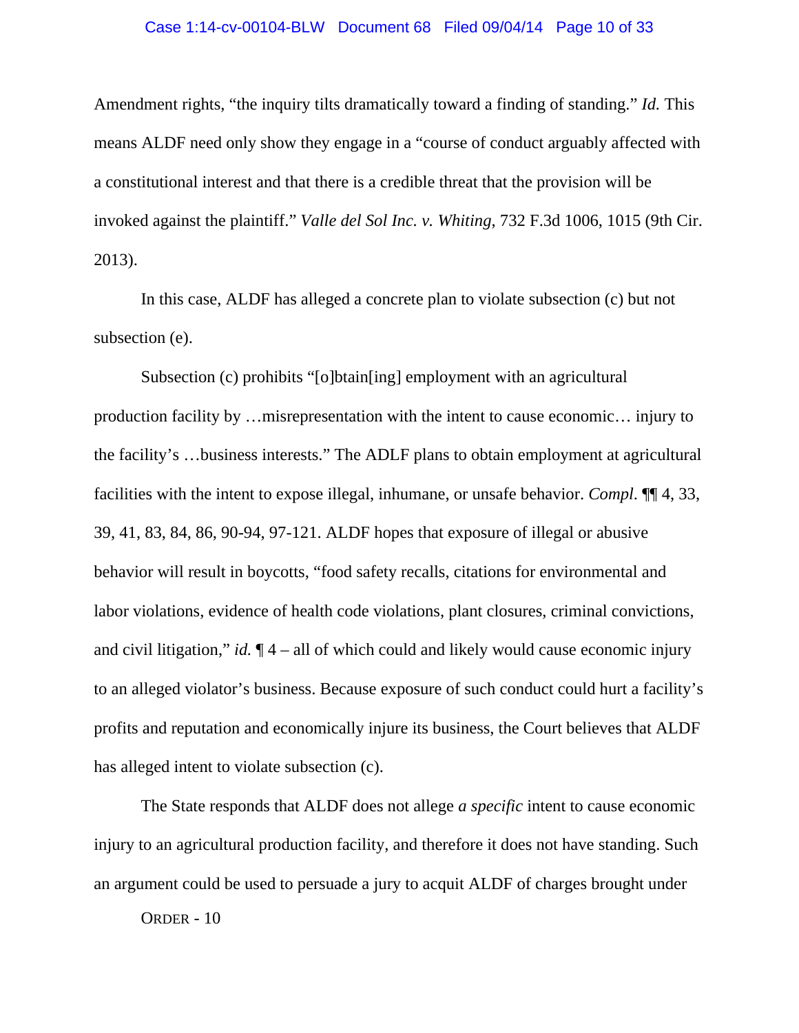Amendment rights, "the inquiry tilts dramatically toward a finding of standing." *Id.* This means ALDF need only show they engage in a "course of conduct arguably affected with a constitutional interest and that there is a credible threat that the provision will be invoked against the plaintiff." *Valle del Sol Inc. v. Whiting*, 732 F.3d 1006, 1015 (9th Cir. 2013).

In this case, ALDF has alleged a concrete plan to violate subsection (c) but not subsection (e).

Subsection (c) prohibits "[o]btain[ing] employment with an agricultural production facility by …misrepresentation with the intent to cause economic… injury to the facility's …business interests." The ADLF plans to obtain employment at agricultural facilities with the intent to expose illegal, inhumane, or unsafe behavior. *Compl*. ¶¶ 4, 33, 39, 41, 83, 84, 86, 90-94, 97-121. ALDF hopes that exposure of illegal or abusive behavior will result in boycotts, "food safety recalls, citations for environmental and labor violations, evidence of health code violations, plant closures, criminal convictions, and civil litigation," *id.* ¶ 4 – all of which could and likely would cause economic injury to an alleged violator's business. Because exposure of such conduct could hurt a facility's profits and reputation and economically injure its business, the Court believes that ALDF has alleged intent to violate subsection (c).

The State responds that ALDF does not allege *a specific* intent to cause economic injury to an agricultural production facility, and therefore it does not have standing. Such an argument could be used to persuade a jury to acquit ALDF of charges brought under

ORDER - 10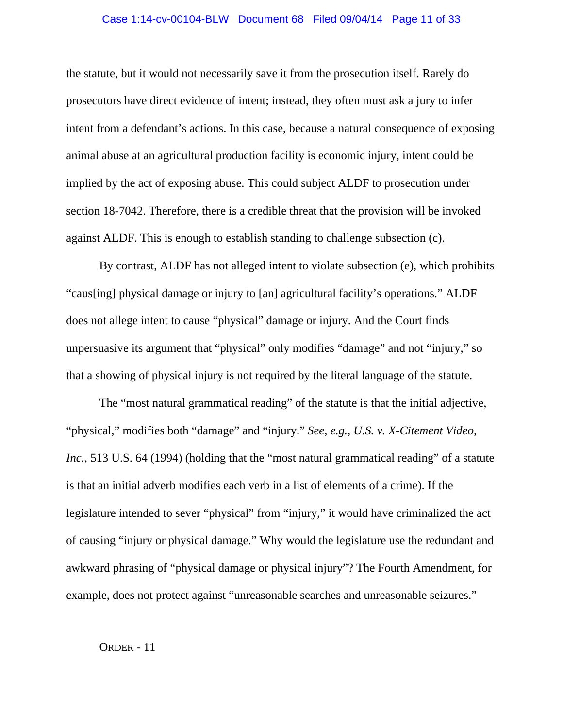the statute, but it would not necessarily save it from the prosecution itself. Rarely do prosecutors have direct evidence of intent; instead, they often must ask a jury to infer intent from a defendant's actions. In this case, because a natural consequence of exposing animal abuse at an agricultural production facility is economic injury, intent could be implied by the act of exposing abuse. This could subject ALDF to prosecution under section 18-7042. Therefore, there is a credible threat that the provision will be invoked against ALDF. This is enough to establish standing to challenge subsection (c).

By contrast, ALDF has not alleged intent to violate subsection (e), which prohibits "caus[ing] physical damage or injury to [an] agricultural facility's operations." ALDF does not allege intent to cause "physical" damage or injury. And the Court finds unpersuasive its argument that "physical" only modifies "damage" and not "injury," so that a showing of physical injury is not required by the literal language of the statute.

The "most natural grammatical reading" of the statute is that the initial adjective, "physical," modifies both "damage" and "injury." *See, e.g., U.S. v. X-Citement Video, Inc.*, 513 U.S. 64 (1994) (holding that the "most natural grammatical reading" of a statute is that an initial adverb modifies each verb in a list of elements of a crime). If the legislature intended to sever "physical" from "injury," it would have criminalized the act of causing "injury or physical damage." Why would the legislature use the redundant and awkward phrasing of "physical damage or physical injury"? The Fourth Amendment, for example, does not protect against "unreasonable searches and unreasonable seizures."

ORDER - 11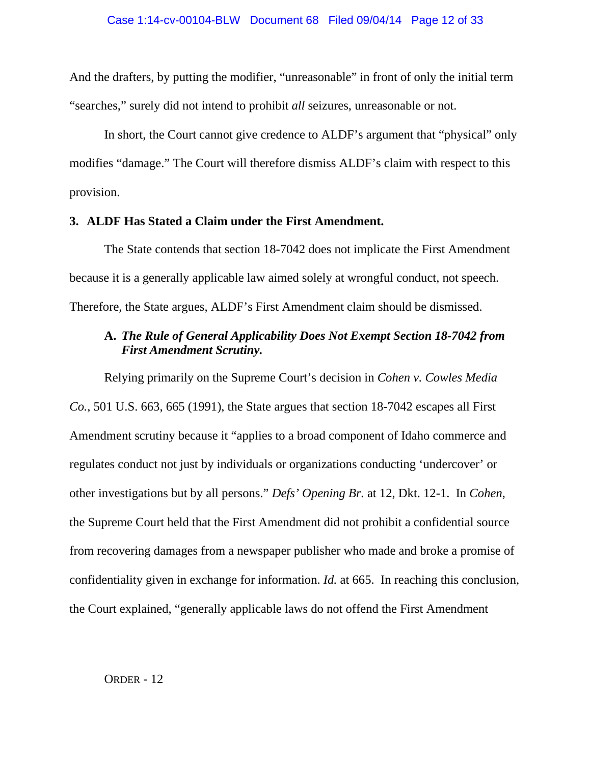And the drafters, by putting the modifier, "unreasonable" in front of only the initial term "searches," surely did not intend to prohibit *all* seizures, unreasonable or not.

In short, the Court cannot give credence to ALDF's argument that "physical" only modifies "damage." The Court will therefore dismiss ALDF's claim with respect to this provision.

**3. ALDF Has Stated a Claim under the First Amendment.**

The State contends that section 18-7042 does not implicate the First Amendment because it is a generally applicable law aimed solely at wrongful conduct, not speech. Therefore, the State argues, ALDF's First Amendment claim should be dismissed.

**A. *The Rule of General Applicability Does Not Exempt Section 18-7042 from First Amendment Scrutiny.***

Relying primarily on the Supreme Court's decision in *Cohen v. Cowles Media Co.*, 501 U.S. 663, 665 (1991), the State argues that section 18-7042 escapes all First Amendment scrutiny because it "applies to a broad component of Idaho commerce and regulates conduct not just by individuals or organizations conducting 'undercover' or other investigations but by all persons." *Defs' Opening Br.* at 12, Dkt. 12-1. In *Cohen*, the Supreme Court held that the First Amendment did not prohibit a confidential source from recovering damages from a newspaper publisher who made and broke a promise of confidentiality given in exchange for information. *Id.* at 665. In reaching this conclusion, the Court explained, "generally applicable laws do not offend the First Amendment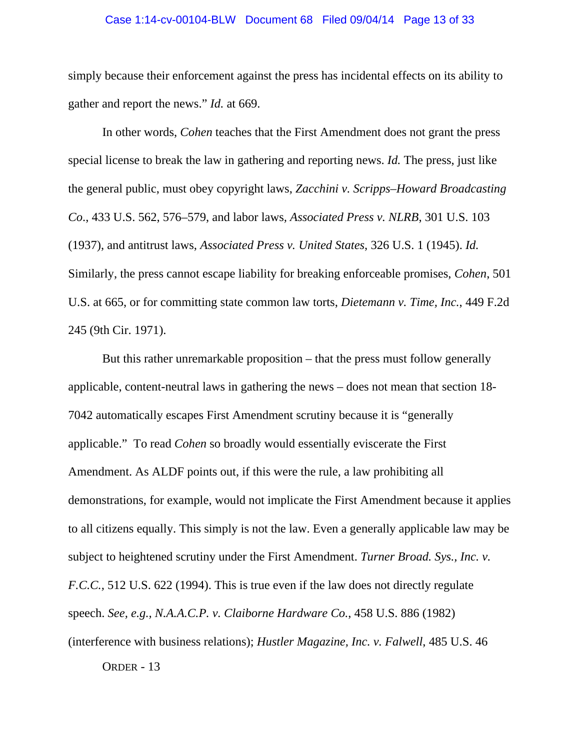simply because their enforcement against the press has incidental effects on its ability to gather and report the news." *Id.* at 669.

In other words, *Cohen* teaches that the First Amendment does not grant the press special license to break the law in gathering and reporting news. *Id.* The press, just like the general public, must obey copyright laws, *Zacchini v. Scripps–Howard Broadcasting Co*., 433 U.S. 562, 576–579, and labor laws, *Associated Press v. NLRB*, 301 U.S. 103 (1937), and antitrust laws, *Associated Press v. United States*, 326 U.S. 1 (1945). *Id.* Similarly, the press cannot escape liability for breaking enforceable promises, *Cohen*, 501 U.S. at 665, or for committing state common law torts, *Dietemann v. Time, Inc.*, 449 F.2d 245 (9th Cir. 1971).

But this rather unremarkable proposition – that the press must follow generally applicable, content-neutral laws in gathering the news – does not mean that section 18-7042 automatically escapes First Amendment scrutiny because it is "generally applicable." To read *Cohen* so broadly would essentially eviscerate the First Amendment. As ALDF points out, if this were the rule, a law prohibiting all demonstrations, for example, would not implicate the First Amendment because it applies to all citizens equally. This simply is not the law. Even a generally applicable law may be subject to heightened scrutiny under the First Amendment. *Turner Broad. Sys., Inc. v. F.C.C.*, 512 U.S. 622 (1994). This is true even if the law does not directly regulate speech. *See, e.g., N.A.A.C.P. v. Claiborne Hardware Co.*, 458 U.S. 886 (1982) (interference with business relations); *Hustler Magazine, Inc. v. Falwell*, 485 U.S. 46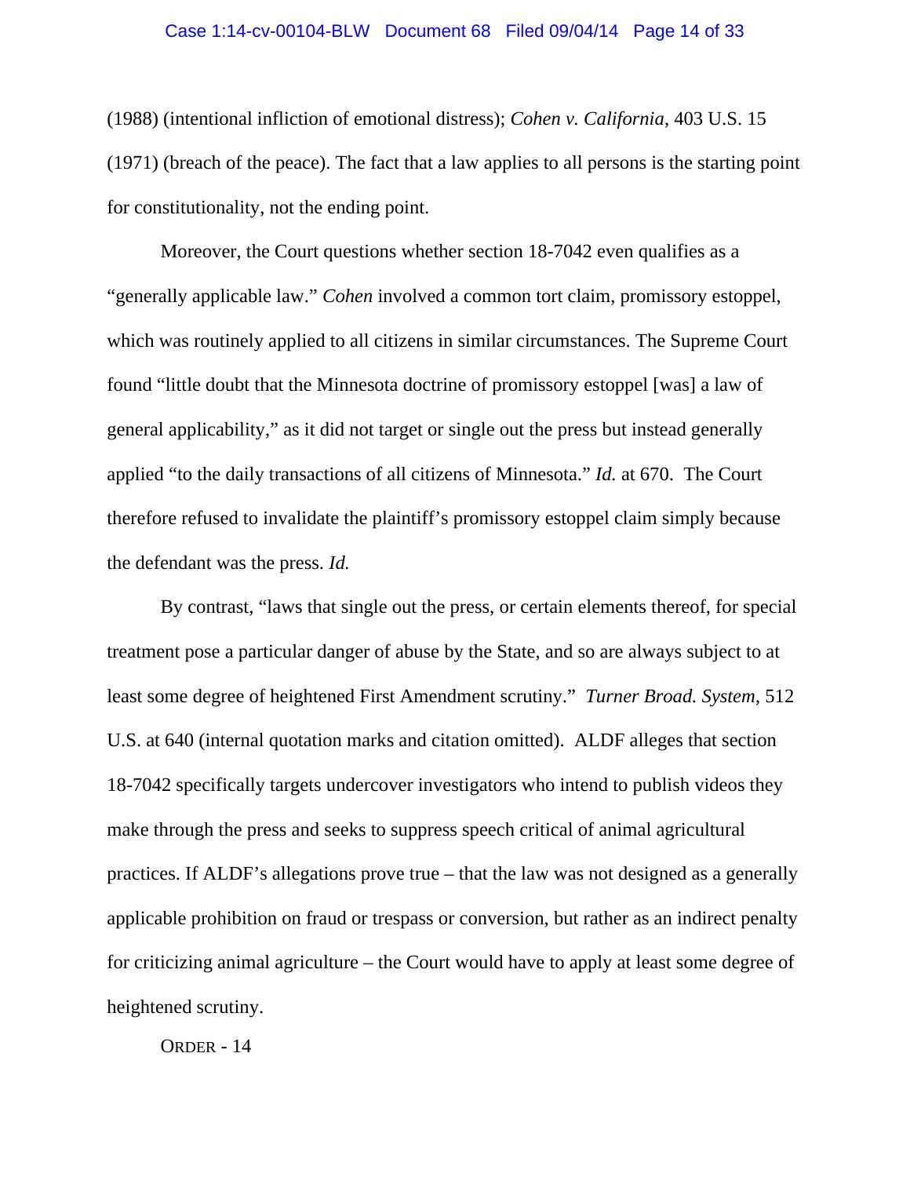(1988) (intentional infliction of emotional distress); *Cohen v. California*, 403 U.S. 15 (1971) (breach of the peace). The fact that a law applies to all persons is the starting point for constitutionality, not the ending point.

Moreover, the Court questions whether section 18-7042 even qualifies as a "generally applicable law." *Cohen* involved a common tort claim, promissory estoppel, which was routinely applied to all citizens in similar circumstances. The Supreme Court found "little doubt that the Minnesota doctrine of promissory estoppel [was] a law of general applicability," as it did not target or single out the press but instead generally applied "to the daily transactions of all citizens of Minnesota." *Id.* at 670. The Court therefore refused to invalidate the plaintiff's promissory estoppel claim simply because the defendant was the press. *Id.*

By contrast, "laws that single out the press, or certain elements thereof, for special treatment pose a particular danger of abuse by the State, and so are always subject to at least some degree of heightened First Amendment scrutiny." *Turner Broad. System*, 512 U.S. at 640 (internal quotation marks and citation omitted). ALDF alleges that section 18-7042 specifically targets undercover investigators who intend to publish videos they make through the press and seeks to suppress speech critical of animal agricultural practices. If ALDF's allegations prove true – that the law was not designed as a generally applicable prohibition on fraud or trespass or conversion, but rather as an indirect penalty for criticizing animal agriculture – the Court would have to apply at least some degree of heightened scrutiny.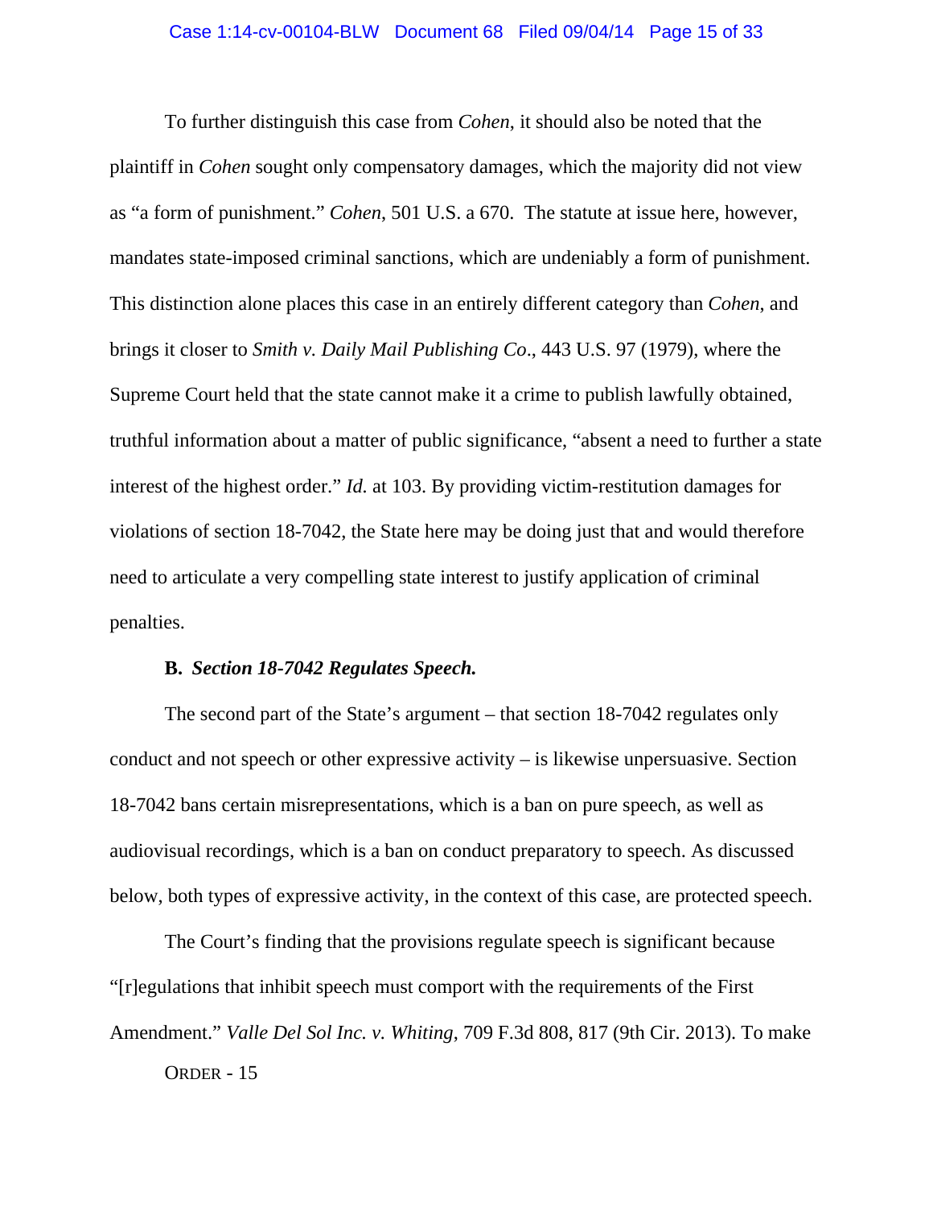To further distinguish this case from *Cohen*, it should also be noted that the plaintiff in *Cohen* sought only compensatory damages, which the majority did not view as "a form of punishment." *Cohen*, 501 U.S. a 670. The statute at issue here, however, mandates state-imposed criminal sanctions, which are undeniably a form of punishment. This distinction alone places this case in an entirely different category than *Cohen*, and brings it closer to *Smith v. Daily Mail Publishing Co*., 443 U.S. 97 (1979), where the Supreme Court held that the state cannot make it a crime to publish lawfully obtained, truthful information about a matter of public significance, "absent a need to further a state interest of the highest order." *Id.* at 103. By providing victim-restitution damages for violations of section 18-7042, the State here may be doing just that and would therefore need to articulate a very compelling state interest to justify application of criminal penalties.

**B. *Section 18-7042 Regulates Speech.***

The second part of the State's argument – that section 18-7042 regulates only conduct and not speech or other expressive activity – is likewise unpersuasive. Section 18-7042 bans certain misrepresentations, which is a ban on pure speech, as well as audiovisual recordings, which is a ban on conduct preparatory to speech. As discussed below, both types of expressive activity, in the context of this case, are protected speech.

The Court's finding that the provisions regulate speech is significant because "[r]egulations that inhibit speech must comport with the requirements of the First Amendment." *Valle Del Sol Inc. v. Whiting*, 709 F.3d 808, 817 (9th Cir. 2013). To make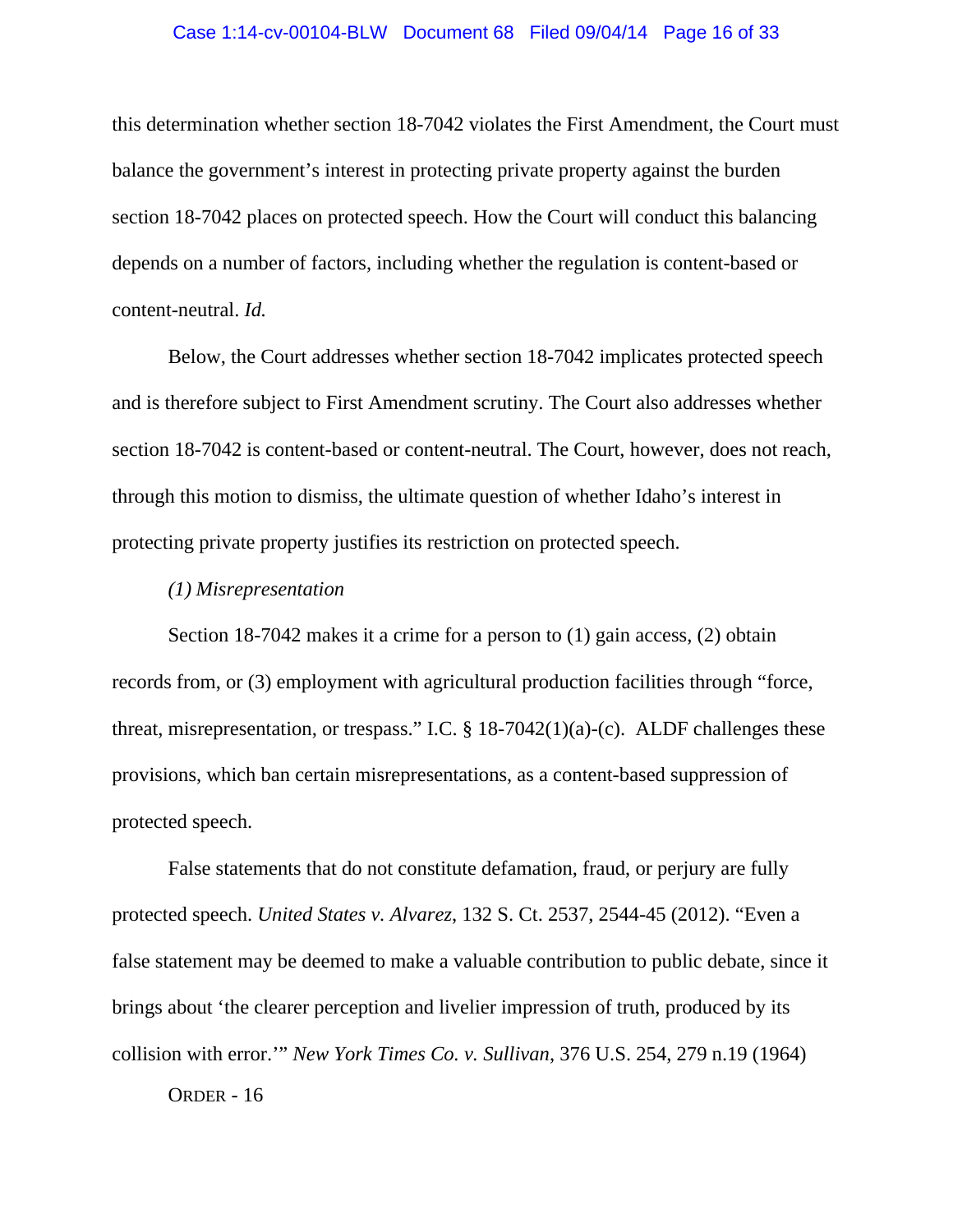this determination whether section 18-7042 violates the First Amendment, the Court must balance the government's interest in protecting private property against the burden section 18-7042 places on protected speech. How the Court will conduct this balancing depends on a number of factors, including whether the regulation is content-based or content-neutral. *Id.*

Below, the Court addresses whether section 18-7042 implicates protected speech and is therefore subject to First Amendment scrutiny. The Court also addresses whether section 18-7042 is content-based or content-neutral. The Court, however, does not reach, through this motion to dismiss, the ultimate question of whether Idaho's interest in protecting private property justifies its restriction on protected speech.

*(1) Misrepresentation*

Section 18-7042 makes it a crime for a person to (1) gain access, (2) obtain records from, or (3) employment with agricultural production facilities through "force, threat, misrepresentation, or trespass." I.C. § 18-7042(1)(a)-(c). ALDF challenges these provisions, which ban certain misrepresentations, as a content-based suppression of protected speech.

False statements that do not constitute defamation, fraud, or perjury are fully protected speech. *United States v. Alvarez*, 132 S. Ct. 2537, 2544-45 (2012). "Even a false statement may be deemed to make a valuable contribution to public debate, since it brings about 'the clearer perception and livelier impression of truth, produced by its collision with error.'" *New York Times Co. v. Sullivan*, 376 U.S. 254, 279 n.19 (1964)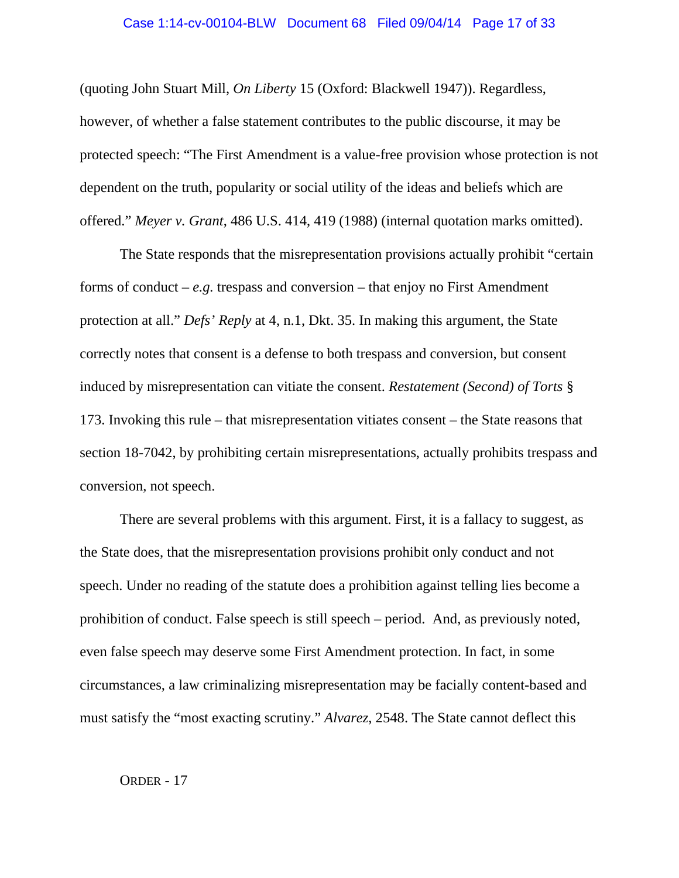(quoting John Stuart Mill, *On Liberty* 15 (Oxford: Blackwell 1947)). Regardless, however, of whether a false statement contributes to the public discourse, it may be protected speech: "The First Amendment is a value-free provision whose protection is not dependent on the truth, popularity or social utility of the ideas and beliefs which are offered." *Meyer v. Grant*, 486 U.S. 414, 419 (1988) (internal quotation marks omitted).

The State responds that the misrepresentation provisions actually prohibit "certain forms of conduct – *e.g.* trespass and conversion – that enjoy no First Amendment protection at all." *Defs' Reply* at 4, n.1, Dkt. 35. In making this argument, the State correctly notes that consent is a defense to both trespass and conversion, but consent induced by misrepresentation can vitiate the consent. *Restatement (Second) of Torts* § 173. Invoking this rule – that misrepresentation vitiates consent – the State reasons that section 18-7042, by prohibiting certain misrepresentations, actually prohibits trespass and conversion, not speech.

There are several problems with this argument. First, it is a fallacy to suggest, as the State does, that the misrepresentation provisions prohibit only conduct and not speech. Under no reading of the statute does a prohibition against telling lies become a prohibition of conduct. False speech is still speech – period. And, as previously noted, even false speech may deserve some First Amendment protection. In fact, in some circumstances, a law criminalizing misrepresentation may be facially content-based and must satisfy the "most exacting scrutiny." *Alvarez*, 2548. The State cannot deflect this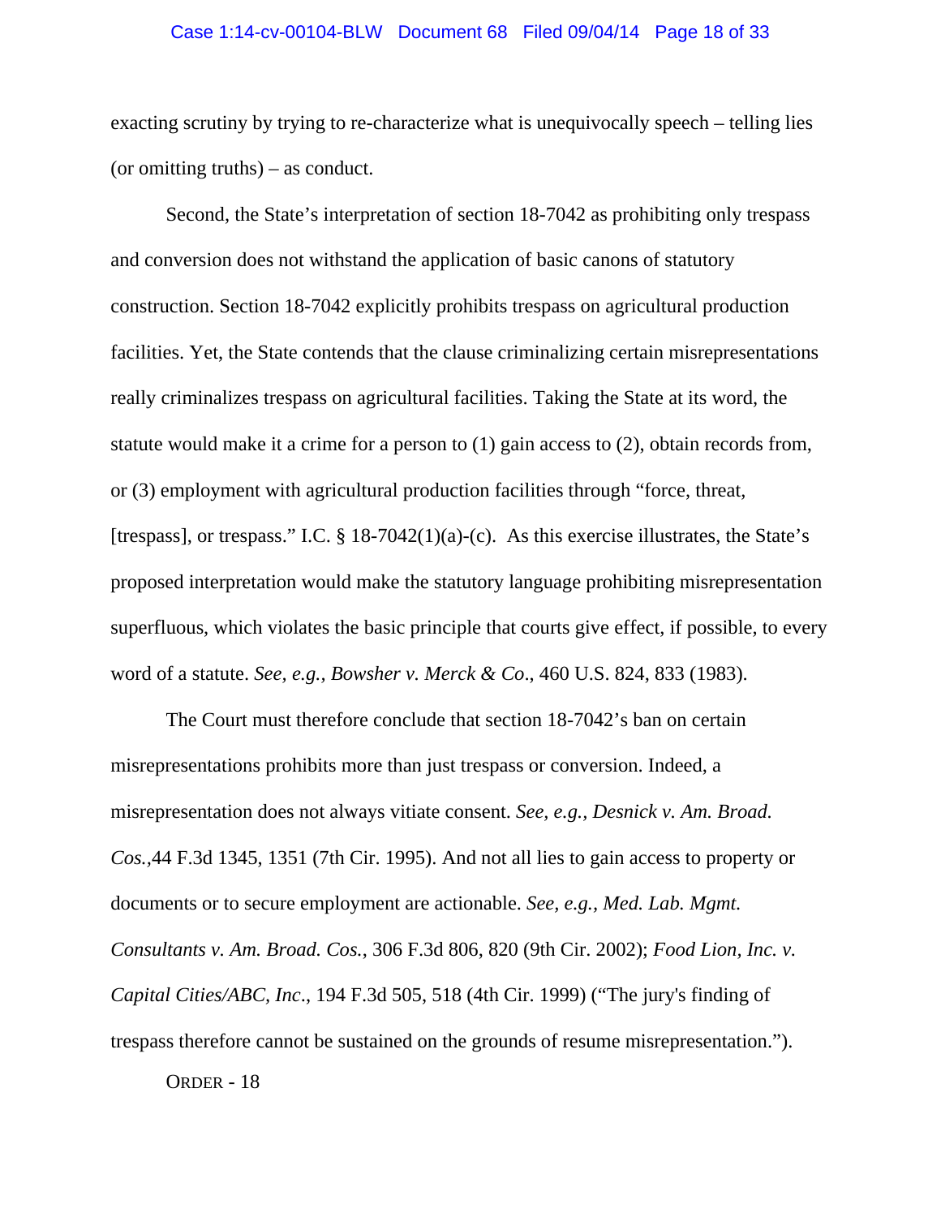exacting scrutiny by trying to re-characterize what is unequivocally speech – telling lies (or omitting truths) – as conduct.

Second, the State's interpretation of section 18-7042 as prohibiting only trespass and conversion does not withstand the application of basic canons of statutory construction. Section 18-7042 explicitly prohibits trespass on agricultural production facilities. Yet, the State contends that the clause criminalizing certain misrepresentations really criminalizes trespass on agricultural facilities. Taking the State at its word, the statute would make it a crime for a person to (1) gain access to (2), obtain records from, or (3) employment with agricultural production facilities through "force, threat, [trespass], or trespass." I.C. § 18-7042(1)(a)-(c). As this exercise illustrates, the State's proposed interpretation would make the statutory language prohibiting misrepresentation superfluous, which violates the basic principle that courts give effect, if possible, to every word of a statute. *See, e.g., Bowsher v. Merck & Co*., 460 U.S. 824, 833 (1983).

The Court must therefore conclude that section 18-7042's ban on certain misrepresentations prohibits more than just trespass or conversion. Indeed, a misrepresentation does not always vitiate consent. *See, e.g., Desnick v. Am. Broad. Cos.*,44 F.3d 1345, 1351 (7th Cir. 1995). And not all lies to gain access to property or documents or to secure employment are actionable. *See, e.g., Med. Lab. Mgmt. Consultants v. Am. Broad. Cos.*, 306 F.3d 806, 820 (9th Cir. 2002); *Food Lion, Inc. v. Capital Cities/ABC, Inc*., 194 F.3d 505, 518 (4th Cir. 1999) ("The jury's finding of trespass therefore cannot be sustained on the grounds of resume misrepresentation.").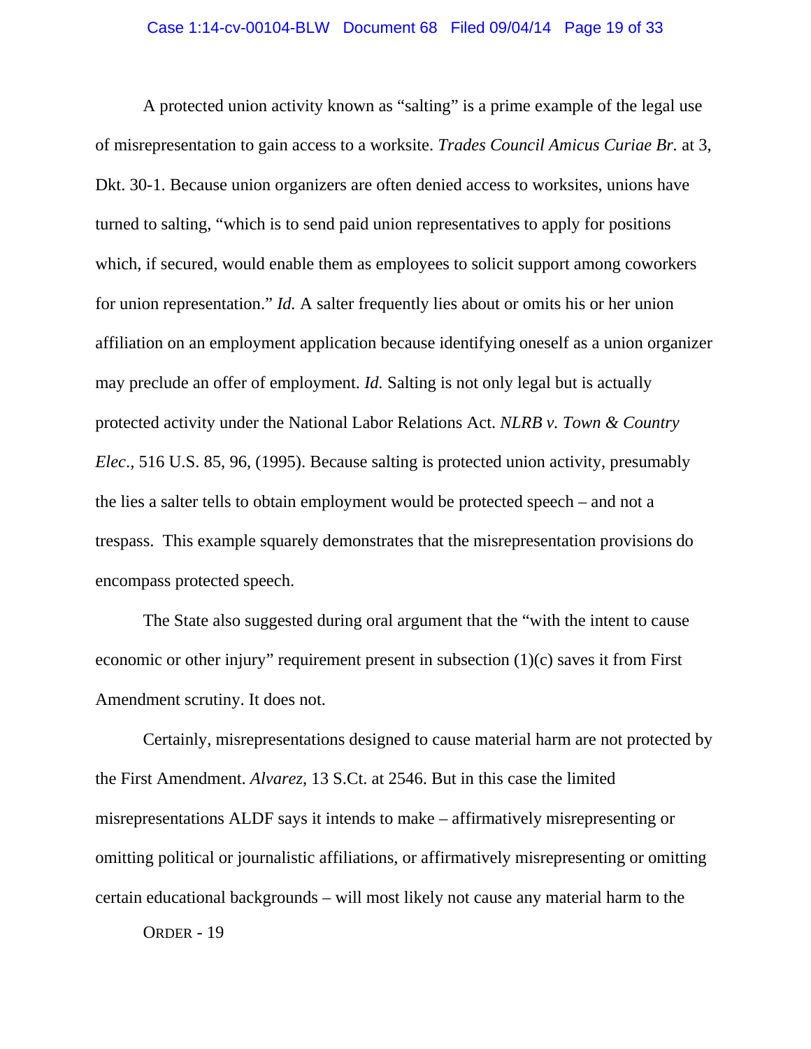A protected union activity known as "salting" is a prime example of the legal use of misrepresentation to gain access to a worksite. *Trades Council Amicus Curiae Br.* at 3, Dkt. 30-1. Because union organizers are often denied access to worksites, unions have turned to salting, "which is to send paid union representatives to apply for positions which, if secured, would enable them as employees to solicit support among coworkers for union representation." *Id.* A salter frequently lies about or omits his or her union affiliation on an employment application because identifying oneself as a union organizer may preclude an offer of employment. *Id.* Salting is not only legal but is actually protected activity under the National Labor Relations Act. *NLRB v. Town & Country Elec*., 516 U.S. 85, 96, (1995). Because salting is protected union activity, presumably the lies a salter tells to obtain employment would be protected speech – and not a trespass. This example squarely demonstrates that the misrepresentation provisions do encompass protected speech.

The State also suggested during oral argument that the "with the intent to cause economic or other injury" requirement present in subsection (1)(c) saves it from First Amendment scrutiny. It does not.

Certainly, misrepresentations designed to cause material harm are not protected by the First Amendment. *Alvarez*, 13 S.Ct. at 2546. But in this case the limited misrepresentations ALDF says it intends to make – affirmatively misrepresenting or omitting political or journalistic affiliations, or affirmatively misrepresenting or omitting certain educational backgrounds – will most likely not cause any material harm to the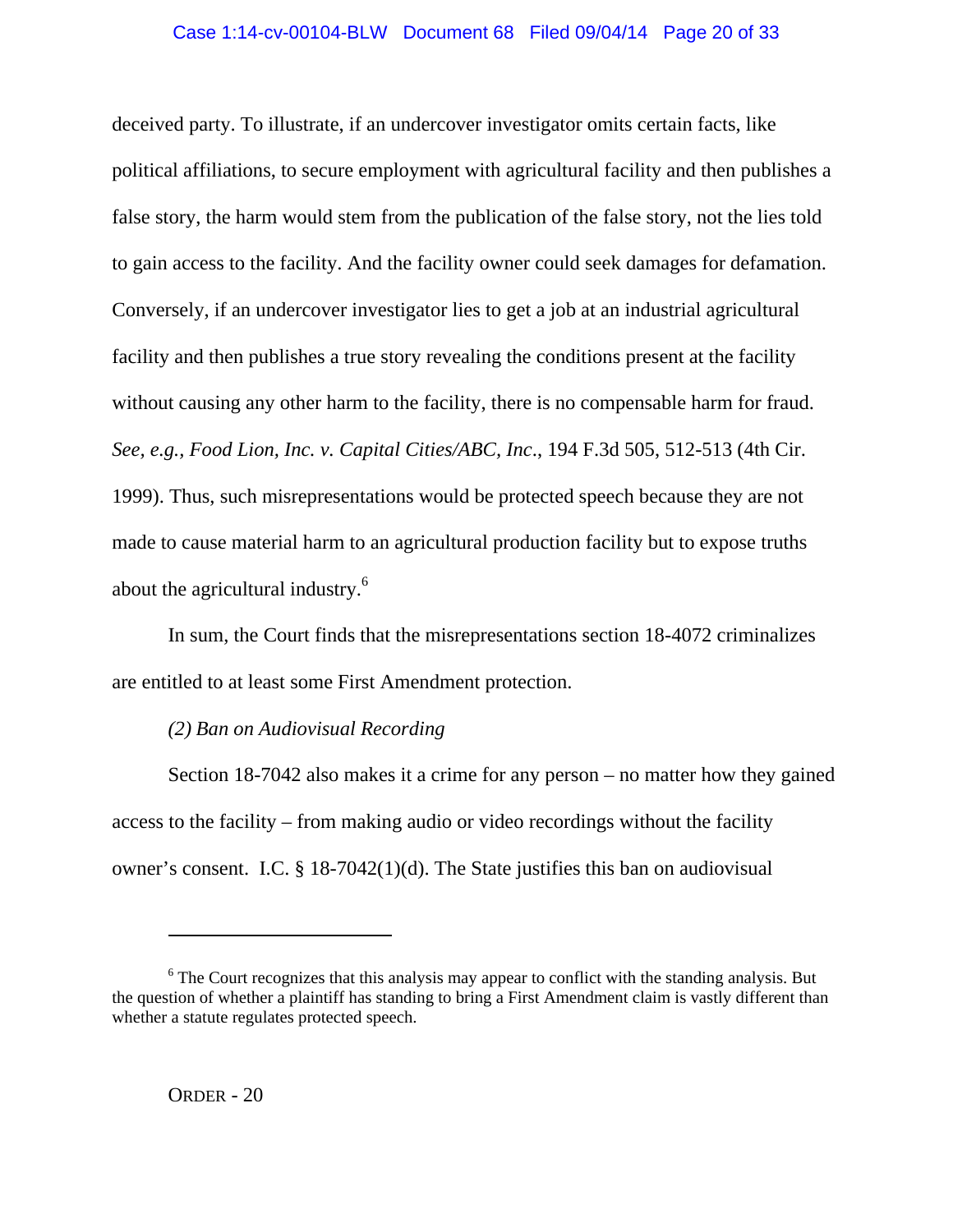deceived party. To illustrate, if an undercover investigator omits certain facts, like political affiliations, to secure employment with agricultural facility and then publishes a false story, the harm would stem from the publication of the false story, not the lies told to gain access to the facility. And the facility owner could seek damages for defamation. Conversely, if an undercover investigator lies to get a job at an industrial agricultural facility and then publishes a true story revealing the conditions present at the facility without causing any other harm to the facility, there is no compensable harm for fraud. *See, e.g.*, *Food Lion, Inc. v. Capital Cities/ABC, Inc.*, 194 F.3d 505, 512-513 (4th Cir. 1999). Thus, such misrepresentations would be protected speech because they are not made to cause material harm to an agricultural production facility but to expose truths about the agricultural industry.[6]

In sum, the Court finds that the misrepresentations section 18-4072 criminalizes are entitled to at least some First Amendment protection.

*(2) Ban on Audiovisual Recording*

Section 18-7042 also makes it a crime for any person – no matter how they gained access to the facility – from making audio or video recordings without the facility owner's consent. I.C. § 18-7042(1)(d). The State justifies this ban on audiovisual

---

[6] The Court recognizes that this analysis may appear to conflict with the standing analysis. But the question of whether a plaintiff has standing to bring a First Amendment claim is vastly different than whether a statute regulates protected speech.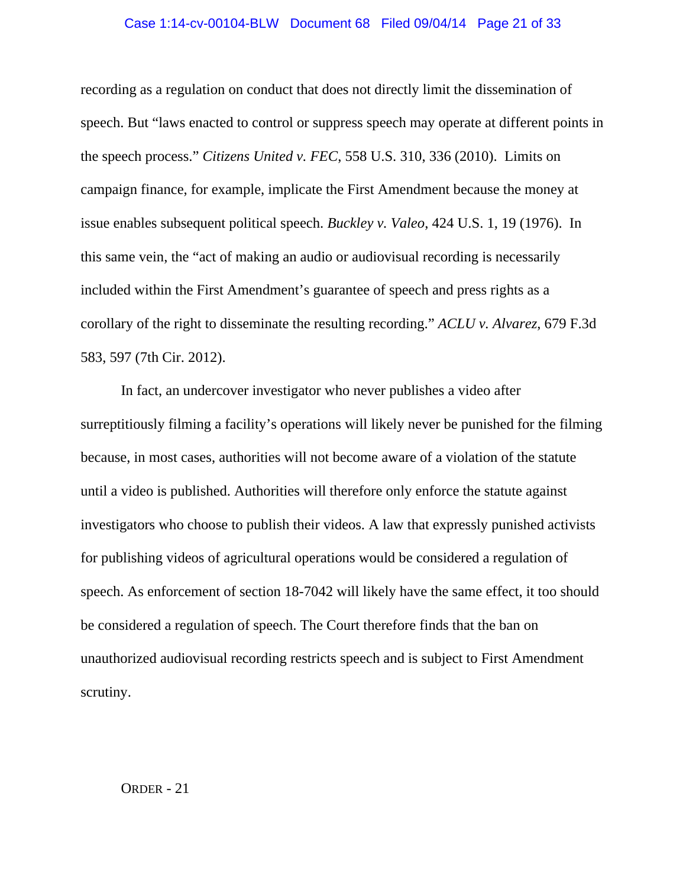recording as a regulation on conduct that does not directly limit the dissemination of speech. But "laws enacted to control or suppress speech may operate at different points in the speech process." *Citizens United v. FEC*, 558 U.S. 310, 336 (2010). Limits on campaign finance, for example, implicate the First Amendment because the money at issue enables subsequent political speech. *Buckley v. Valeo*, 424 U.S. 1, 19 (1976). In this same vein, the "act of making an audio or audiovisual recording is necessarily included within the First Amendment's guarantee of speech and press rights as a corollary of the right to disseminate the resulting recording." *ACLU v. Alvarez*, 679 F.3d 583, 597 (7th Cir. 2012).

In fact, an undercover investigator who never publishes a video after surreptitiously filming a facility's operations will likely never be punished for the filming because, in most cases, authorities will not become aware of a violation of the statute until a video is published. Authorities will therefore only enforce the statute against investigators who choose to publish their videos. A law that expressly punished activists for publishing videos of agricultural operations would be considered a regulation of speech. As enforcement of section 18-7042 will likely have the same effect, it too should be considered a regulation of speech. The Court therefore finds that the ban on unauthorized audiovisual recording restricts speech and is subject to First Amendment scrutiny.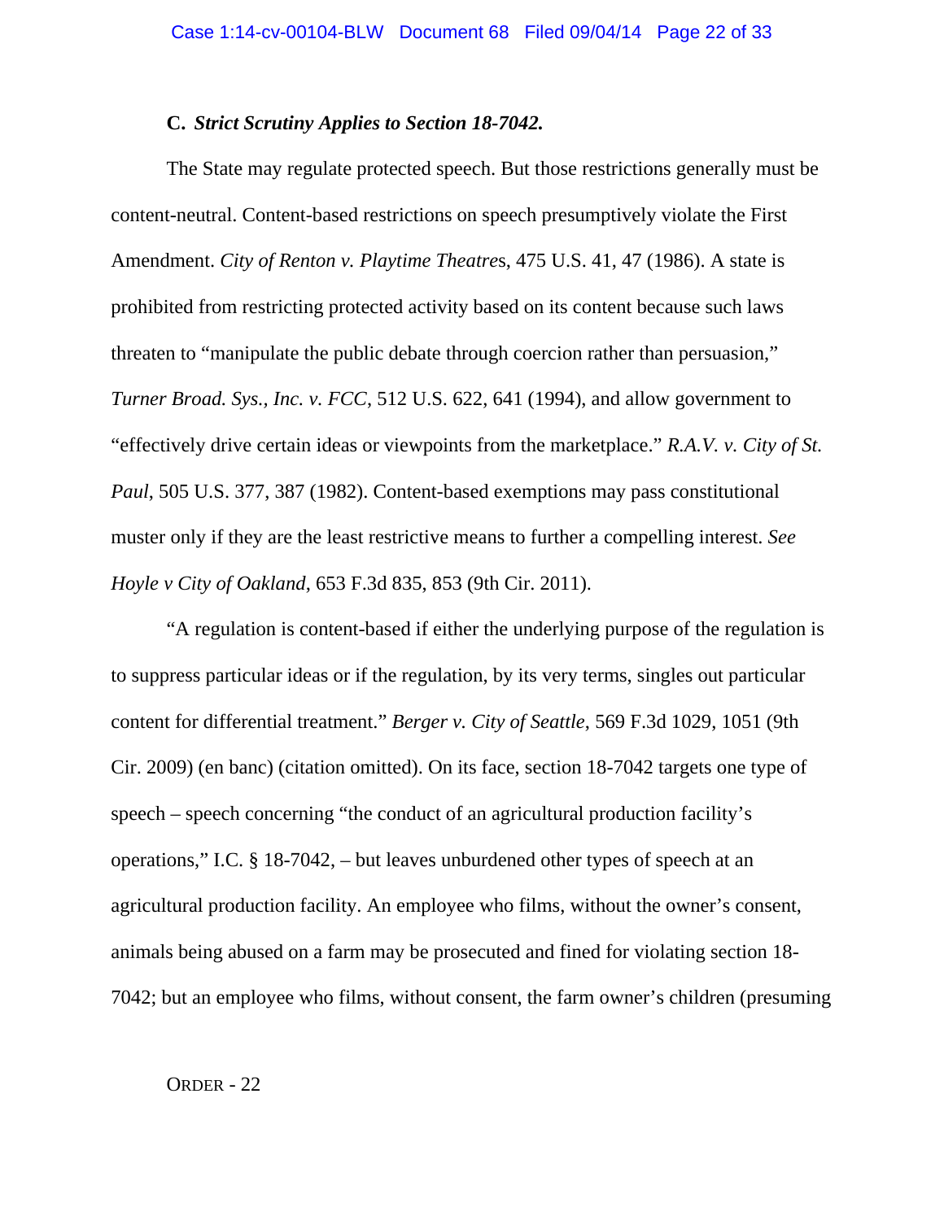### C. *Strict Scrutiny Applies to Section 18-7042.*

The State may regulate protected speech. But those restrictions generally must be content-neutral. Content-based restrictions on speech presumptively violate the First Amendment. *City of Renton v. Playtime Theatre*s, 475 U.S. 41, 47 (1986). A state is prohibited from restricting protected activity based on its content because such laws threaten to "manipulate the public debate through coercion rather than persuasion," *Turner Broad. Sys., Inc. v. FCC*, 512 U.S. 622, 641 (1994), and allow government to "effectively drive certain ideas or viewpoints from the marketplace." *R.A.V. v. City of St. Paul*, 505 U.S. 377, 387 (1982). Content-based exemptions may pass constitutional muster only if they are the least restrictive means to further a compelling interest. *See Hoyle v City of Oakland*, 653 F.3d 835, 853 (9th Cir. 2011).

"A regulation is content-based if either the underlying purpose of the regulation is to suppress particular ideas or if the regulation, by its very terms, singles out particular content for differential treatment." *Berger v. City of Seattle*, 569 F.3d 1029, 1051 (9th Cir. 2009) (en banc) (citation omitted). On its face, section 18-7042 targets one type of speech – speech concerning "the conduct of an agricultural production facility's operations," I.C. § 18-7042, – but leaves unburdened other types of speech at an agricultural production facility. An employee who films, without the owner's consent, animals being abused on a farm may be prosecuted and fined for violating section 18-7042; but an employee who films, without consent, the farm owner's children (presuming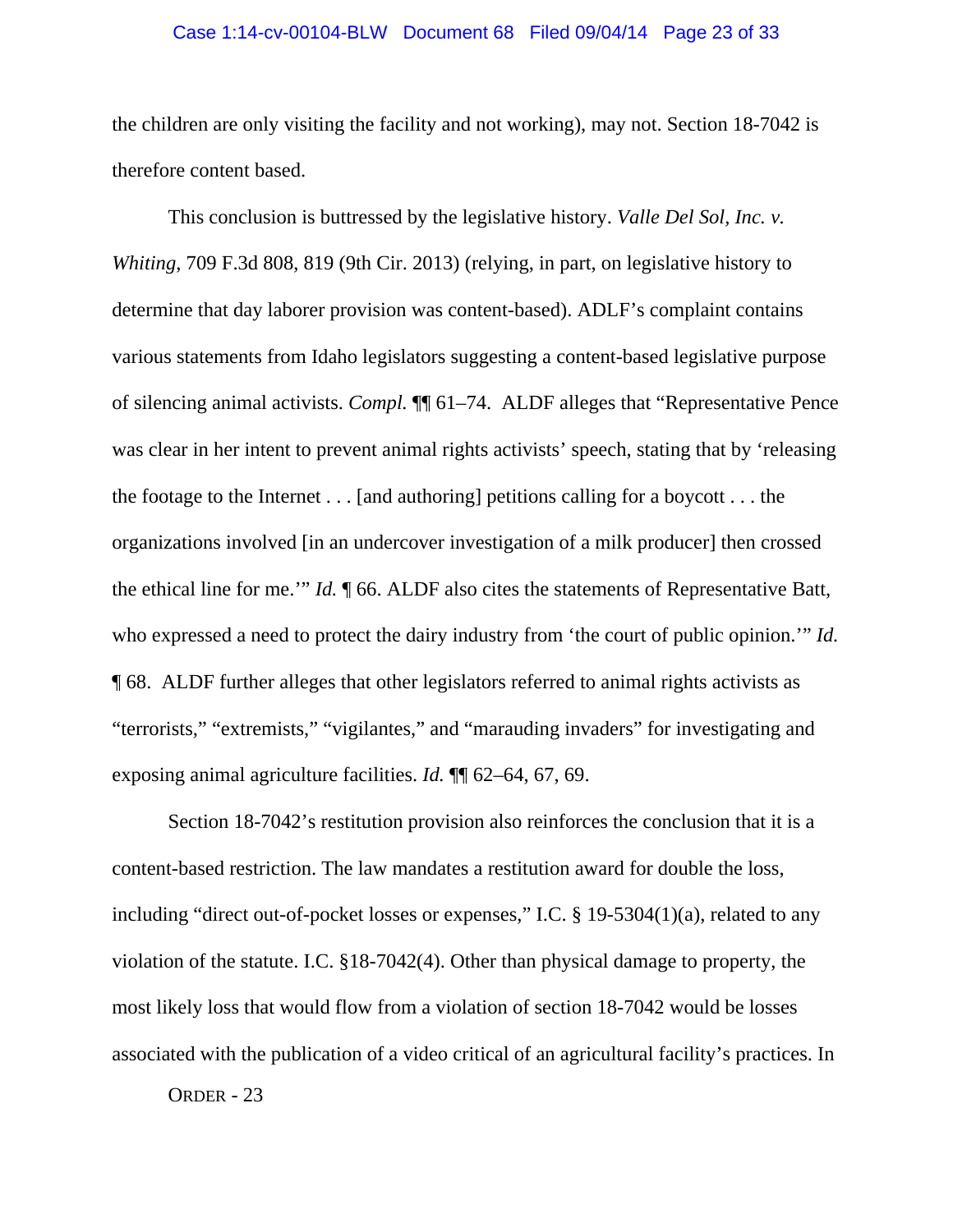the children are only visiting the facility and not working), may not. Section 18-7042 is therefore content based.

This conclusion is buttressed by the legislative history. *Valle Del Sol, Inc. v. Whiting*, 709 F.3d 808, 819 (9th Cir. 2013) (relying, in part, on legislative history to determine that day laborer provision was content-based). ADLF's complaint contains various statements from Idaho legislators suggesting a content-based legislative purpose of silencing animal activists. *Compl.* ¶¶ 61–74. ALDF alleges that "Representative Pence was clear in her intent to prevent animal rights activists' speech, stating that by 'releasing the footage to the Internet . . . [and authoring] petitions calling for a boycott . . . the organizations involved [in an undercover investigation of a milk producer] then crossed the ethical line for me.'" *Id.* ¶ 66. ALDF also cites the statements of Representative Batt, who expressed a need to protect the dairy industry from 'the court of public opinion.'" *Id.* ¶ 68. ALDF further alleges that other legislators referred to animal rights activists as "terrorists," "extremists," "vigilantes," and "marauding invaders" for investigating and exposing animal agriculture facilities. *Id.* ¶¶ 62–64, 67, 69.

Section 18-7042's restitution provision also reinforces the conclusion that it is a content-based restriction. The law mandates a restitution award for double the loss, including "direct out-of-pocket losses or expenses," I.C. § 19-5304(1)(a), related to any violation of the statute. I.C. §18-7042(4). Other than physical damage to property, the most likely loss that would flow from a violation of section 18-7042 would be losses associated with the publication of a video critical of an agricultural facility's practices. In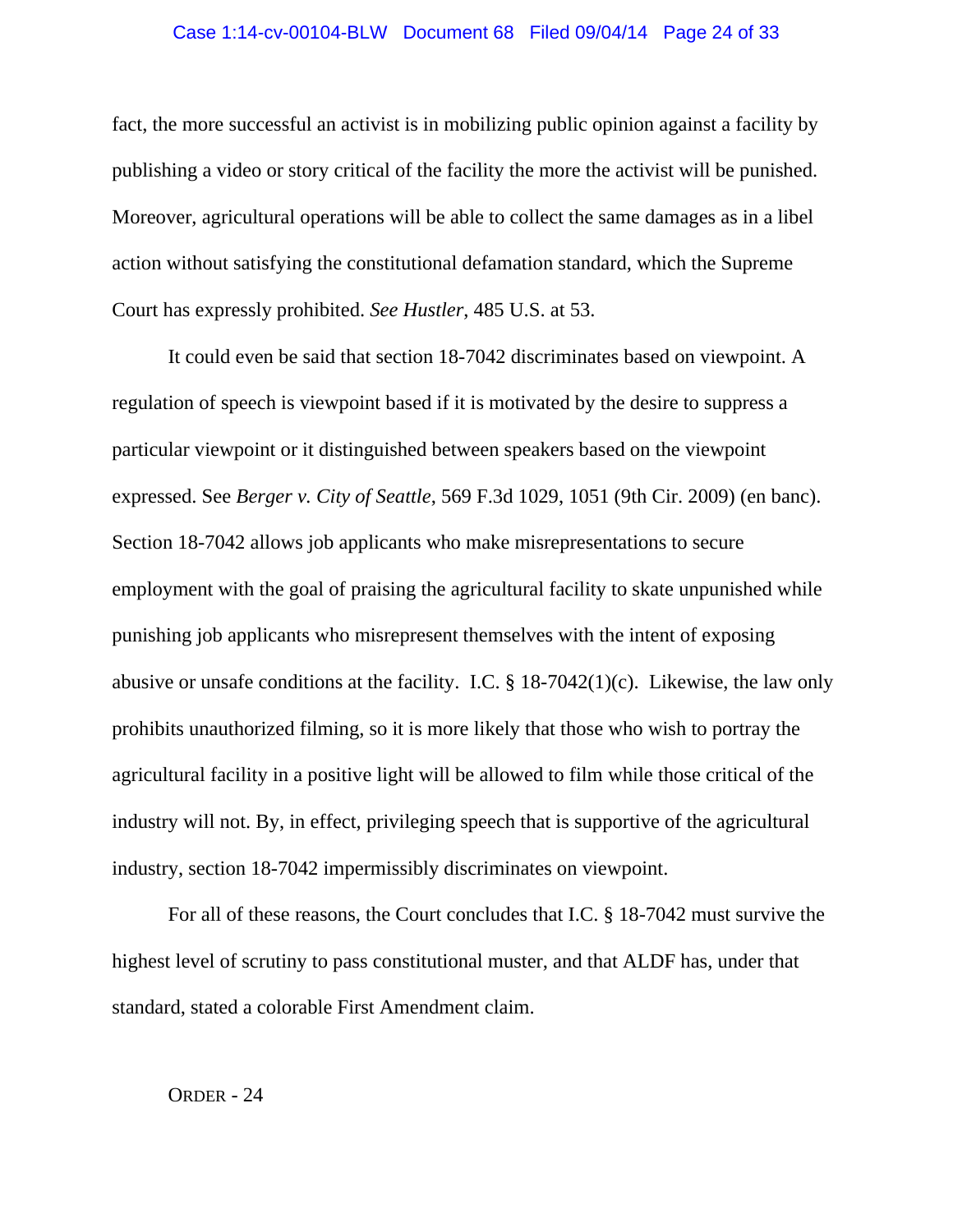fact, the more successful an activist is in mobilizing public opinion against a facility by publishing a video or story critical of the facility the more the activist will be punished. Moreover, agricultural operations will be able to collect the same damages as in a libel action without satisfying the constitutional defamation standard, which the Supreme Court has expressly prohibited. *See Hustler*, 485 U.S. at 53.

It could even be said that section 18-7042 discriminates based on viewpoint. A regulation of speech is viewpoint based if it is motivated by the desire to suppress a particular viewpoint or it distinguished between speakers based on the viewpoint expressed. See *Berger v. City of Seattle*, 569 F.3d 1029, 1051 (9th Cir. 2009) (en banc). Section 18-7042 allows job applicants who make misrepresentations to secure employment with the goal of praising the agricultural facility to skate unpunished while punishing job applicants who misrepresent themselves with the intent of exposing abusive or unsafe conditions at the facility. I.C. § 18-7042(1)(c). Likewise, the law only prohibits unauthorized filming, so it is more likely that those who wish to portray the agricultural facility in a positive light will be allowed to film while those critical of the industry will not. By, in effect, privileging speech that is supportive of the agricultural industry, section 18-7042 impermissibly discriminates on viewpoint.

For all of these reasons, the Court concludes that I.C. § 18-7042 must survive the highest level of scrutiny to pass constitutional muster, and that ALDF has, under that standard, stated a colorable First Amendment claim.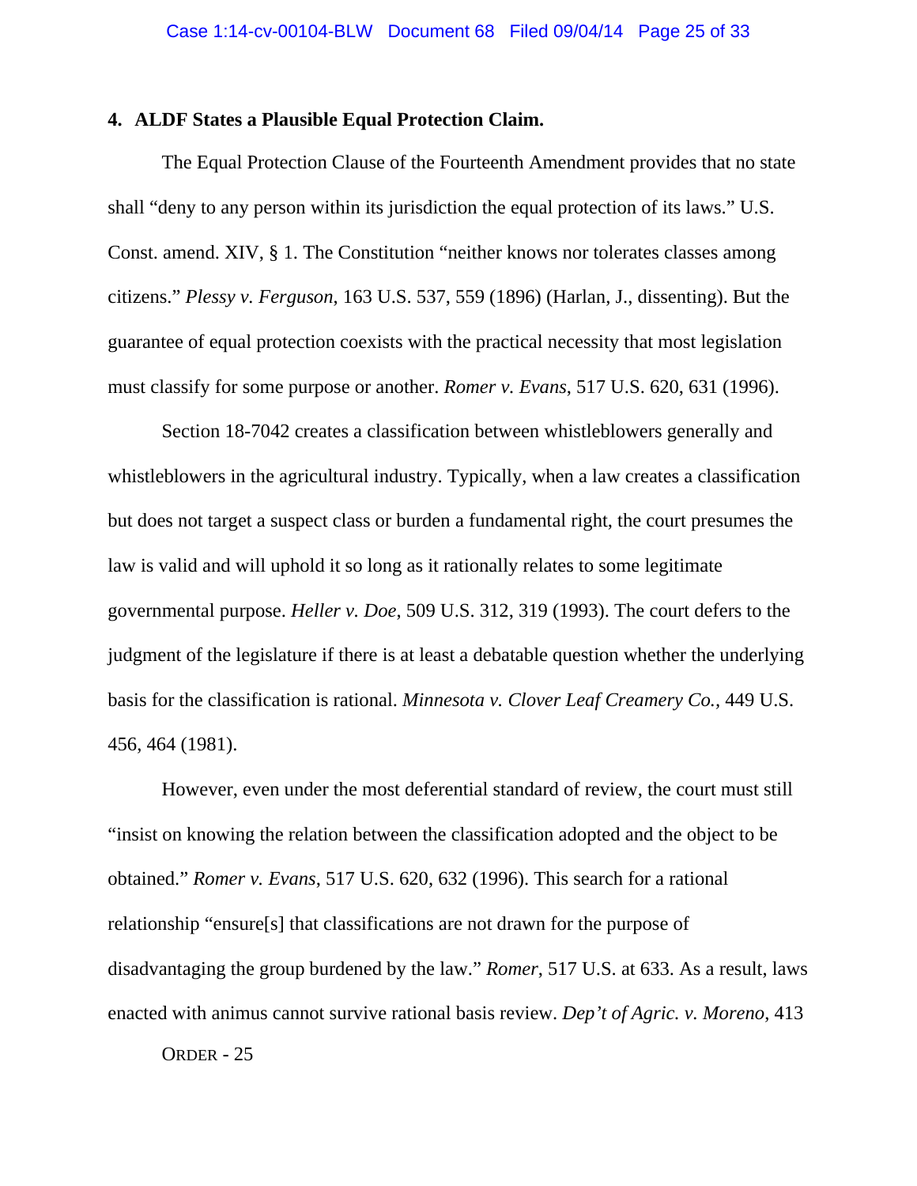### 4. ALDF States a Plausible Equal Protection Claim.

The Equal Protection Clause of the Fourteenth Amendment provides that no state shall "deny to any person within its jurisdiction the equal protection of its laws." U.S. Const. amend. XIV, § 1. The Constitution "neither knows nor tolerates classes among citizens." *Plessy v. Ferguson*, 163 U.S. 537, 559 (1896) (Harlan, J., dissenting). But the guarantee of equal protection coexists with the practical necessity that most legislation must classify for some purpose or another. *Romer v. Evans*, 517 U.S. 620, 631 (1996).

Section 18-7042 creates a classification between whistleblowers generally and whistleblowers in the agricultural industry. Typically, when a law creates a classification but does not target a suspect class or burden a fundamental right, the court presumes the law is valid and will uphold it so long as it rationally relates to some legitimate governmental purpose. *Heller v. Doe,* 509 U.S. 312, 319 (1993). The court defers to the judgment of the legislature if there is at least a debatable question whether the underlying basis for the classification is rational. *Minnesota v. Clover Leaf Creamery Co.*, 449 U.S. 456, 464 (1981).

However, even under the most deferential standard of review, the court must still "insist on knowing the relation between the classification adopted and the object to be obtained." *Romer v. Evans*, 517 U.S. 620, 632 (1996). This search for a rational relationship "ensure[s] that classifications are not drawn for the purpose of disadvantaging the group burdened by the law." *Romer*, 517 U.S. at 633. As a result, laws enacted with animus cannot survive rational basis review. *Dep't of Agric. v. Moreno*, 413

ORDER - 25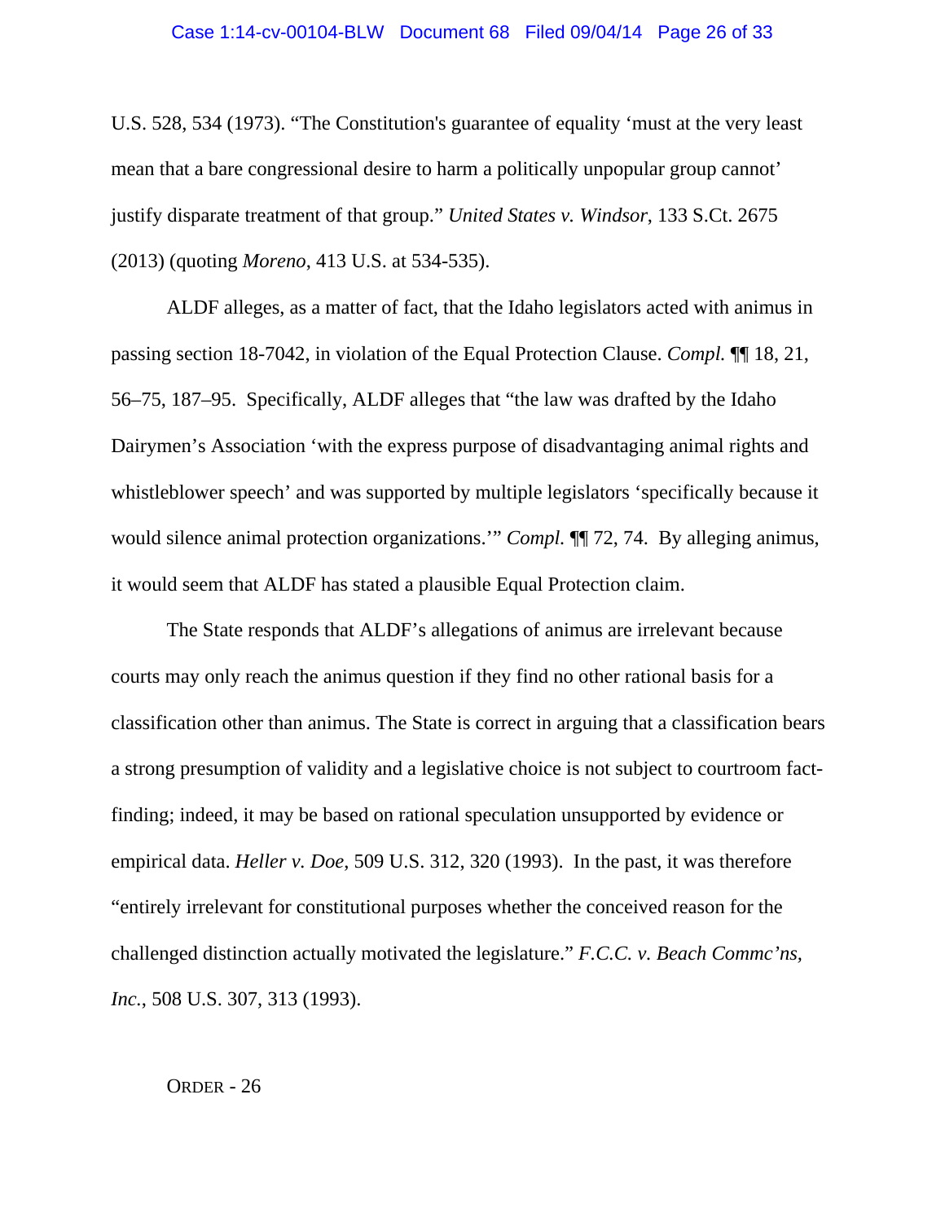U.S. 528, 534 (1973). "The Constitution's guarantee of equality 'must at the very least mean that a bare congressional desire to harm a politically unpopular group cannot' justify disparate treatment of that group." *United States v. Windsor*, 133 S.Ct. 2675 (2013) (quoting *Moreno*, 413 U.S. at 534-535).

ALDF alleges, as a matter of fact, that the Idaho legislators acted with animus in passing section 18-7042, in violation of the Equal Protection Clause. *Compl.* ¶¶ 18, 21, 56–75, 187–95. Specifically, ALDF alleges that "the law was drafted by the Idaho Dairymen's Association 'with the express purpose of disadvantaging animal rights and whistleblower speech' and was supported by multiple legislators 'specifically because it would silence animal protection organizations.'" *Compl.* ¶¶ 72, 74. By alleging animus, it would seem that ALDF has stated a plausible Equal Protection claim.

The State responds that ALDF's allegations of animus are irrelevant because courts may only reach the animus question if they find no other rational basis for a classification other than animus. The State is correct in arguing that a classification bears a strong presumption of validity and a legislative choice is not subject to courtroom fact-finding; indeed, it may be based on rational speculation unsupported by evidence or empirical data. *Heller v. Doe*, 509 U.S. 312, 320 (1993). In the past, it was therefore "entirely irrelevant for constitutional purposes whether the conceived reason for the challenged distinction actually motivated the legislature." *F.C.C. v. Beach Commc'ns, Inc.*, 508 U.S. 307, 313 (1993).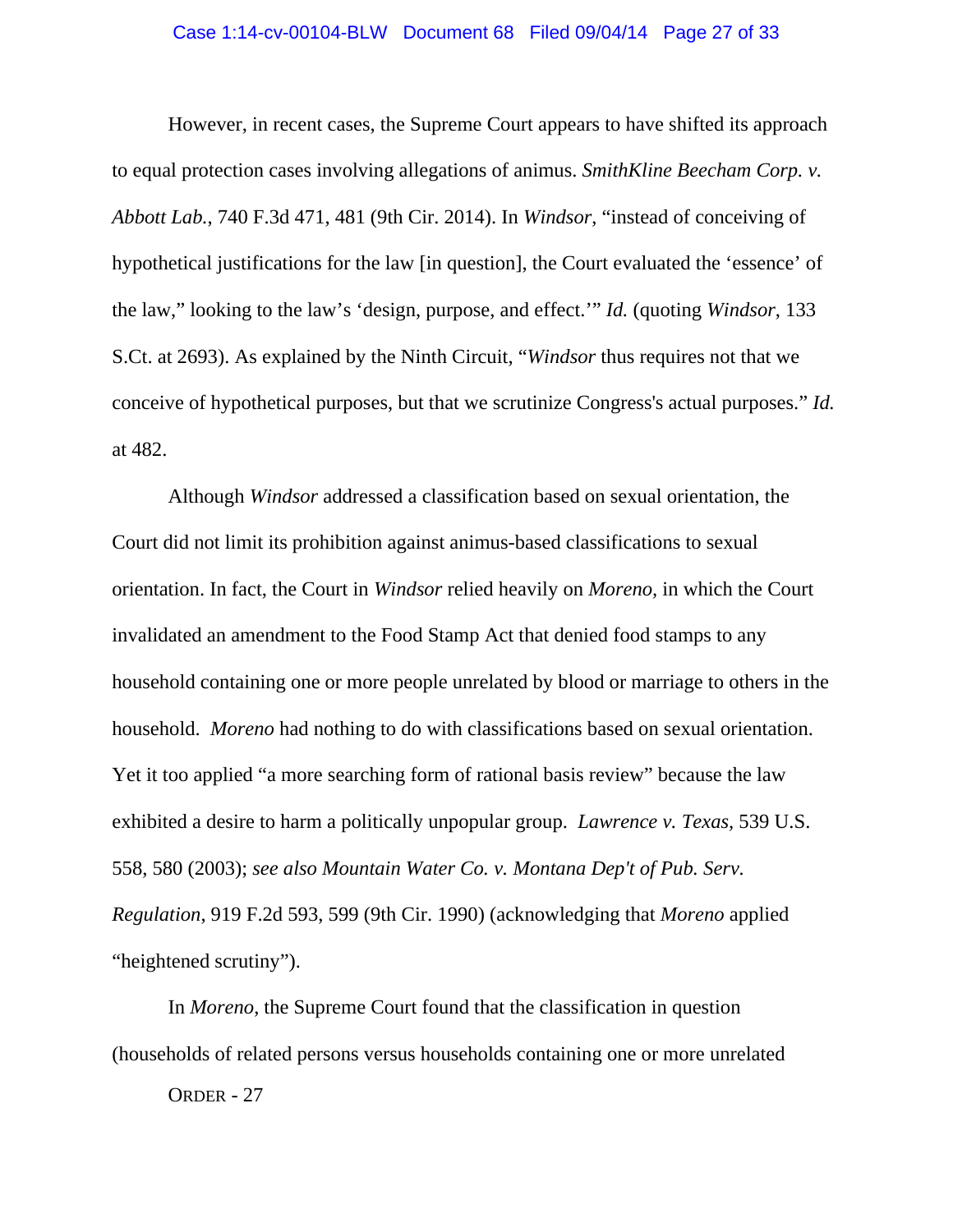However, in recent cases, the Supreme Court appears to have shifted its approach to equal protection cases involving allegations of animus. *SmithKline Beecham Corp. v. Abbott Lab.*, 740 F.3d 471, 481 (9th Cir. 2014). In *Windsor*, "instead of conceiving of hypothetical justifications for the law [in question], the Court evaluated the 'essence' of the law," looking to the law's 'design, purpose, and effect.'" *Id.* (quoting *Windsor*, 133 S.Ct. at 2693). As explained by the Ninth Circuit, "*Windsor* thus requires not that we conceive of hypothetical purposes, but that we scrutinize Congress's actual purposes." *Id.* at 482.

Although *Windsor* addressed a classification based on sexual orientation, the Court did not limit its prohibition against animus-based classifications to sexual orientation. In fact, the Court in *Windsor* relied heavily on *Moreno,* in which the Court invalidated an amendment to the Food Stamp Act that denied food stamps to any household containing one or more people unrelated by blood or marriage to others in the household. *Moreno* had nothing to do with classifications based on sexual orientation. Yet it too applied "a more searching form of rational basis review" because the law exhibited a desire to harm a politically unpopular group. *Lawrence v. Texas,* 539 U.S. 558, 580 (2003); *see also Mountain Water Co. v. Montana Dep't of Pub. Serv. Regulation*, 919 F.2d 593, 599 (9th Cir. 1990) (acknowledging that *Moreno* applied "heightened scrutiny").

In *Moreno*, the Supreme Court found that the classification in question (households of related persons versus households containing one or more unrelated

ORDER - 27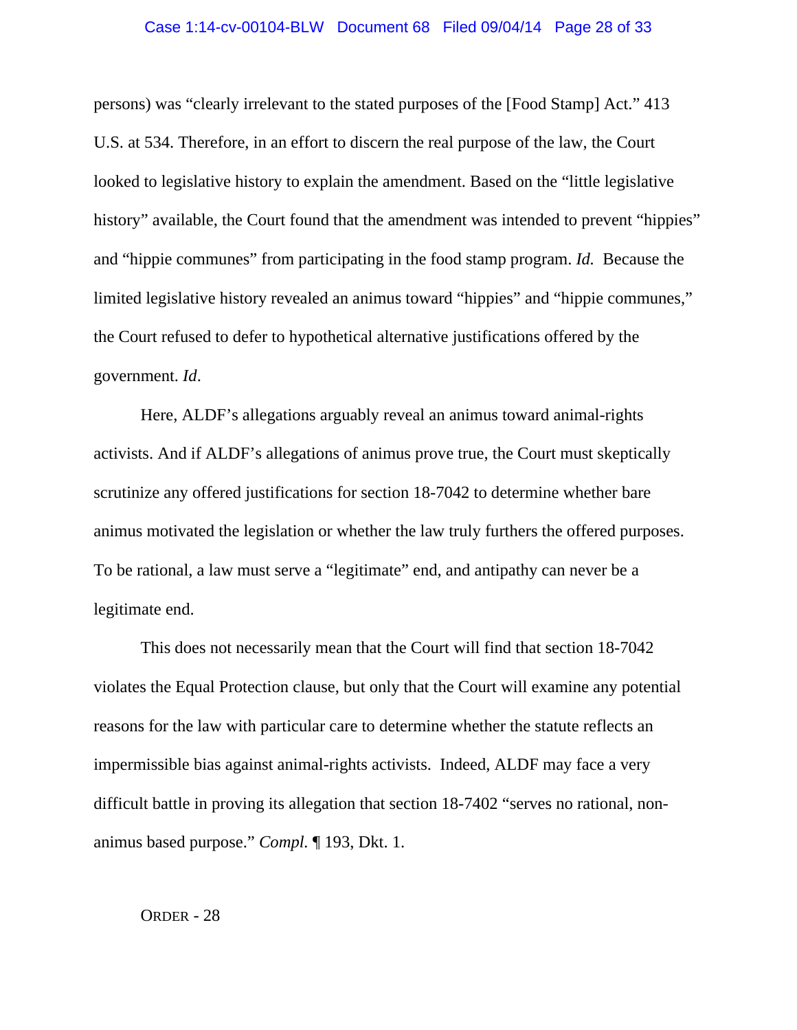persons) was "clearly irrelevant to the stated purposes of the [Food Stamp] Act." 413 U.S. at 534. Therefore, in an effort to discern the real purpose of the law, the Court looked to legislative history to explain the amendment. Based on the "little legislative history" available, the Court found that the amendment was intended to prevent "hippies" and "hippie communes" from participating in the food stamp program. *Id.* Because the limited legislative history revealed an animus toward "hippies" and "hippie communes," the Court refused to defer to hypothetical alternative justifications offered by the government. *Id*.

Here, ALDF's allegations arguably reveal an animus toward animal-rights activists. And if ALDF's allegations of animus prove true, the Court must skeptically scrutinize any offered justifications for section 18-7042 to determine whether bare animus motivated the legislation or whether the law truly furthers the offered purposes. To be rational, a law must serve a "legitimate" end, and antipathy can never be a legitimate end.

This does not necessarily mean that the Court will find that section 18-7042 violates the Equal Protection clause, but only that the Court will examine any potential reasons for the law with particular care to determine whether the statute reflects an impermissible bias against animal-rights activists. Indeed, ALDF may face a very difficult battle in proving its allegation that section 18-7402 "serves no rational, non-animus based purpose." *Compl.* ¶ 193, Dkt. 1.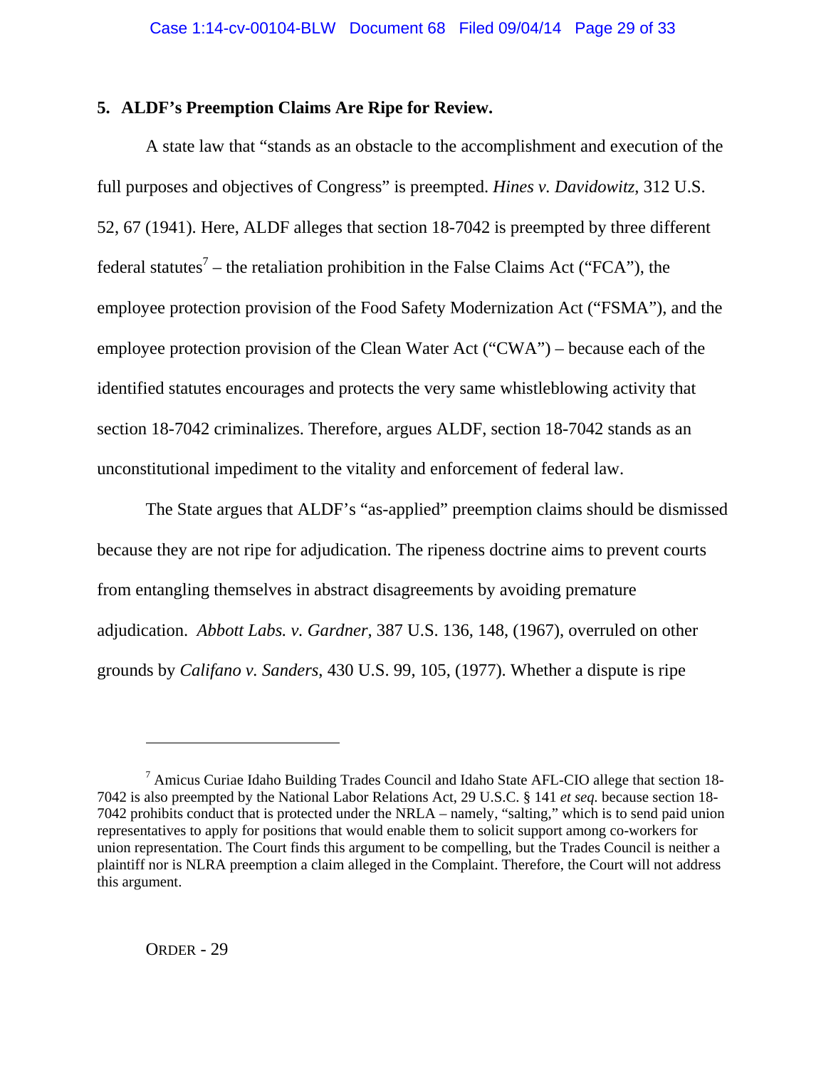**5. ALDF's Preemption Claims Are Ripe for Review.**

A state law that "stands as an obstacle to the accomplishment and execution of the full purposes and objectives of Congress" is preempted. *Hines v. Davidowitz*, 312 U.S. 52, 67 (1941). Here, ALDF alleges that section 18-7042 is preempted by three different federal statutes[7] – the retaliation prohibition in the False Claims Act ("FCA"), the employee protection provision of the Food Safety Modernization Act ("FSMA"), and the employee protection provision of the Clean Water Act ("CWA") – because each of the identified statutes encourages and protects the very same whistleblowing activity that section 18-7042 criminalizes. Therefore, argues ALDF, section 18-7042 stands as an unconstitutional impediment to the vitality and enforcement of federal law.

The State argues that ALDF's "as-applied" preemption claims should be dismissed because they are not ripe for adjudication. The ripeness doctrine aims to prevent courts from entangling themselves in abstract disagreements by avoiding premature adjudication. *Abbott Labs. v. Gardner*, 387 U.S. 136, 148, (1967), overruled on other grounds by *Califano v. Sanders*, 430 U.S. 99, 105, (1977). Whether a dispute is ripe

---

[7] Amicus Curiae Idaho Building Trades Council and Idaho State AFL-CIO allege that section 18-7042 is also preempted by the National Labor Relations Act, 29 U.S.C. § 141 *et seq.* because section 18-7042 prohibits conduct that is protected under the NRLA – namely, "salting," which is to send paid union representatives to apply for positions that would enable them to solicit support among co-workers for union representation. The Court finds this argument to be compelling, but the Trades Council is neither a plaintiff nor is NLRA preemption a claim alleged in the Complaint. Therefore, the Court will not address this argument.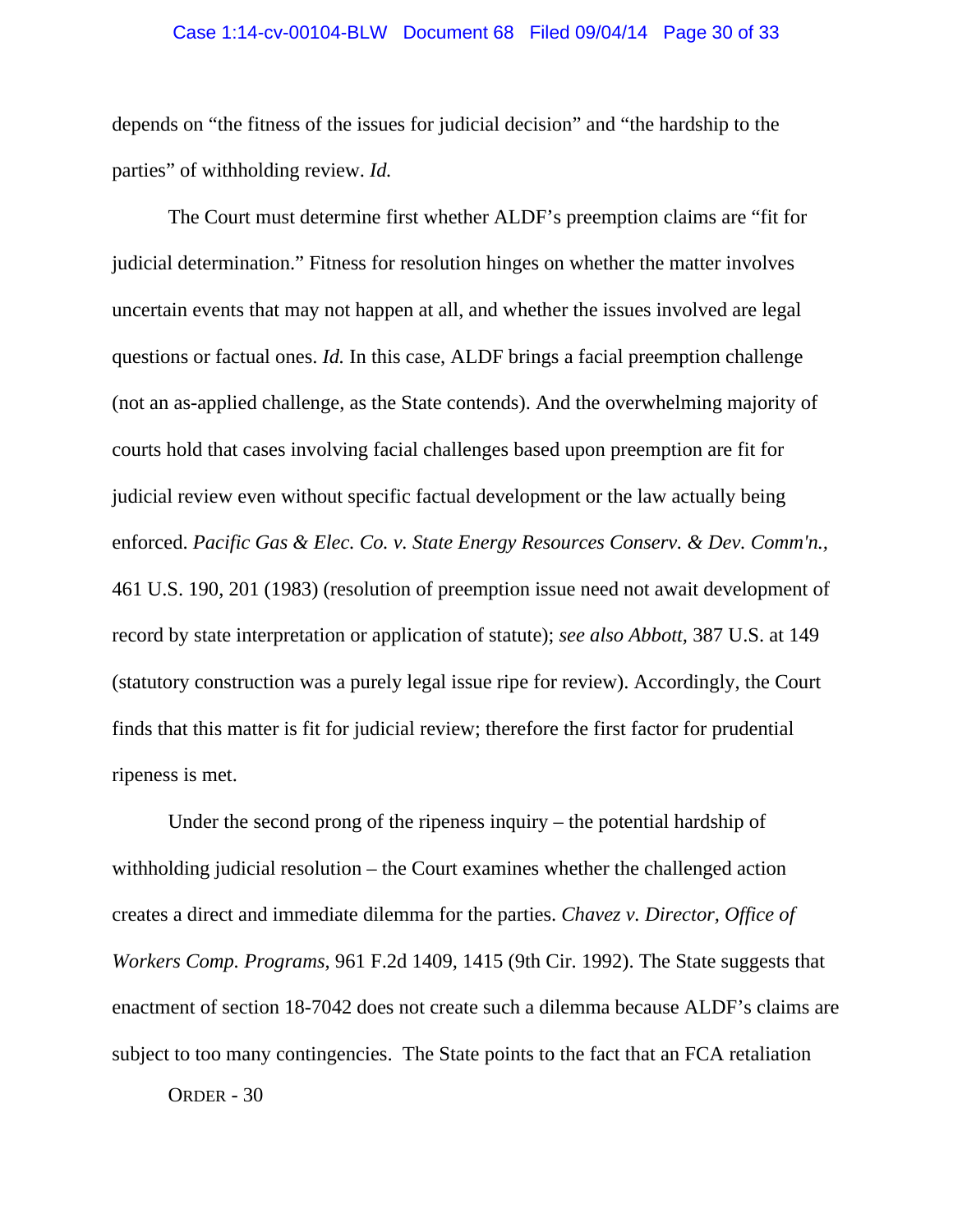depends on "the fitness of the issues for judicial decision" and "the hardship to the parties" of withholding review. *Id.*

The Court must determine first whether ALDF's preemption claims are "fit for judicial determination." Fitness for resolution hinges on whether the matter involves uncertain events that may not happen at all, and whether the issues involved are legal questions or factual ones. *Id.* In this case, ALDF brings a facial preemption challenge (not an as-applied challenge, as the State contends). And the overwhelming majority of courts hold that cases involving facial challenges based upon preemption are fit for judicial review even without specific factual development or the law actually being enforced. *Pacific Gas & Elec. Co. v. State Energy Resources Conserv. & Dev. Comm'n.*, 461 U.S. 190, 201 (1983) (resolution of preemption issue need not await development of record by state interpretation or application of statute); *see also Abbott*, 387 U.S. at 149 (statutory construction was a purely legal issue ripe for review). Accordingly, the Court finds that this matter is fit for judicial review; therefore the first factor for prudential ripeness is met.

Under the second prong of the ripeness inquiry – the potential hardship of withholding judicial resolution – the Court examines whether the challenged action creates a direct and immediate dilemma for the parties. *Chavez v. Director, Office of Workers Comp. Programs*, 961 F.2d 1409, 1415 (9th Cir. 1992). The State suggests that enactment of section 18-7042 does not create such a dilemma because ALDF's claims are subject to too many contingencies. The State points to the fact that an FCA retaliation

ORDER - 30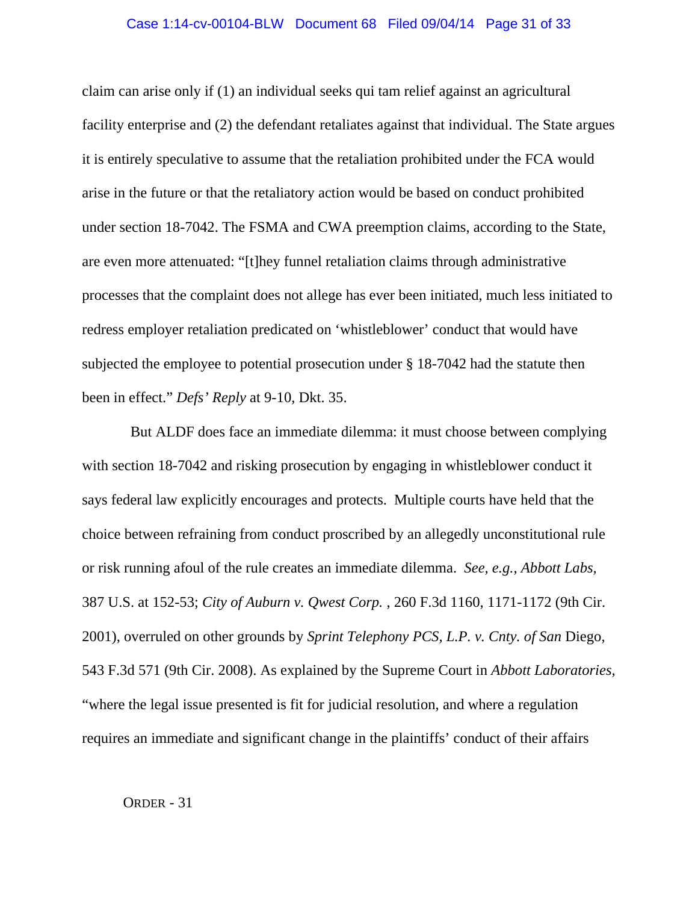claim can arise only if (1) an individual seeks qui tam relief against an agricultural facility enterprise and (2) the defendant retaliates against that individual. The State argues it is entirely speculative to assume that the retaliation prohibited under the FCA would arise in the future or that the retaliatory action would be based on conduct prohibited under section 18-7042. The FSMA and CWA preemption claims, according to the State, are even more attenuated: "[t]hey funnel retaliation claims through administrative processes that the complaint does not allege has ever been initiated, much less initiated to redress employer retaliation predicated on 'whistleblower' conduct that would have subjected the employee to potential prosecution under § 18-7042 had the statute then been in effect." *Defs' Reply* at 9-10, Dkt. 35.

But ALDF does face an immediate dilemma: it must choose between complying with section 18-7042 and risking prosecution by engaging in whistleblower conduct it says federal law explicitly encourages and protects. Multiple courts have held that the choice between refraining from conduct proscribed by an allegedly unconstitutional rule or risk running afoul of the rule creates an immediate dilemma. *See, e.g., Abbott Labs,* 387 U.S. at 152-53; *City of Auburn v. Qwest Corp.* , 260 F.3d 1160, 1171-1172 (9th Cir. 2001), overruled on other grounds by *Sprint Telephony PCS, L.P. v. Cnty. of San* Diego, 543 F.3d 571 (9th Cir. 2008). As explained by the Supreme Court in *Abbott Laboratories,* "where the legal issue presented is fit for judicial resolution, and where a regulation requires an immediate and significant change in the plaintiffs' conduct of their affairs

ORDER - 31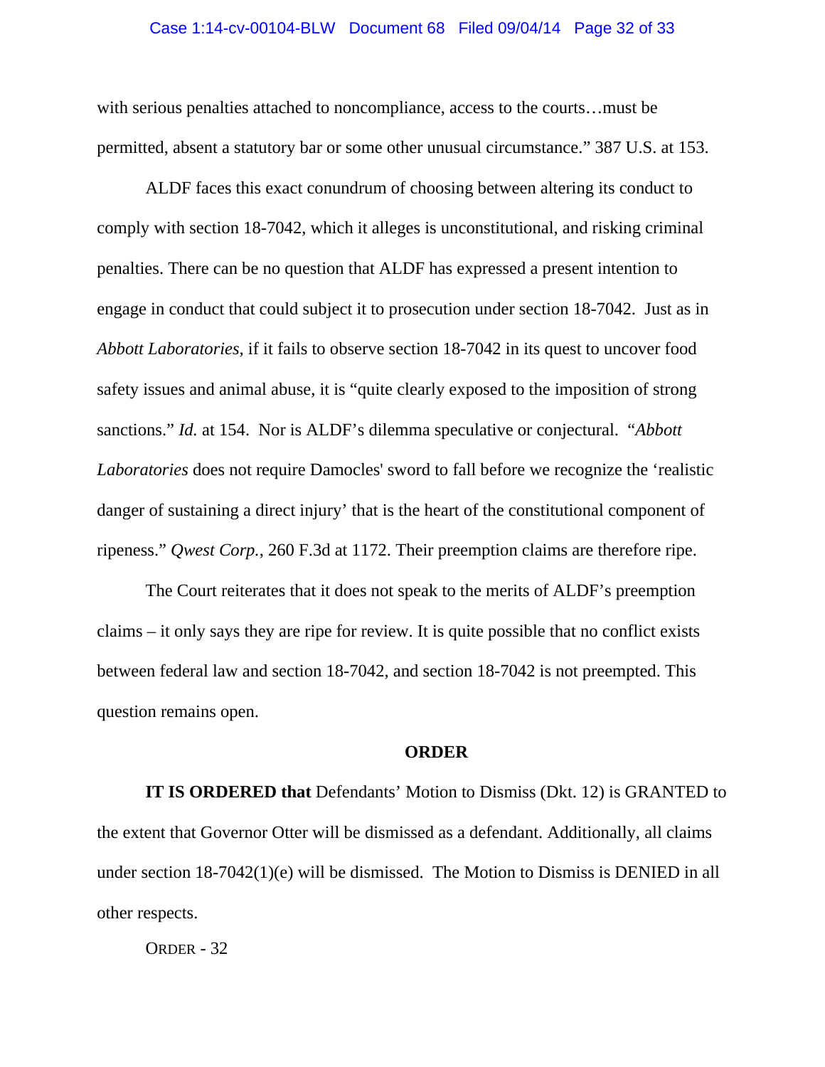with serious penalties attached to noncompliance, access to the courts…must be permitted, absent a statutory bar or some other unusual circumstance." 387 U.S. at 153.

ALDF faces this exact conundrum of choosing between altering its conduct to comply with section 18-7042, which it alleges is unconstitutional, and risking criminal penalties. There can be no question that ALDF has expressed a present intention to engage in conduct that could subject it to prosecution under section 18-7042. Just as in *Abbott Laboratories,* if it fails to observe section 18-7042 in its quest to uncover food safety issues and animal abuse, it is "quite clearly exposed to the imposition of strong sanctions." *Id.* at 154. Nor is ALDF's dilemma speculative or conjectural. "*Abbott Laboratories* does not require Damocles' sword to fall before we recognize the 'realistic danger of sustaining a direct injury' that is the heart of the constitutional component of ripeness." *Qwest Corp.*, 260 F.3d at 1172. Their preemption claims are therefore ripe.

The Court reiterates that it does not speak to the merits of ALDF's preemption claims – it only says they are ripe for review. It is quite possible that no conflict exists between federal law and section 18-7042, and section 18-7042 is not preempted. This question remains open.

## ORDER

**IT IS ORDERED that** Defendants' Motion to Dismiss (Dkt. 12) is GRANTED to the extent that Governor Otter will be dismissed as a defendant. Additionally, all claims under section 18-7042(1)(e) will be dismissed. The Motion to Dismiss is DENIED in all other respects.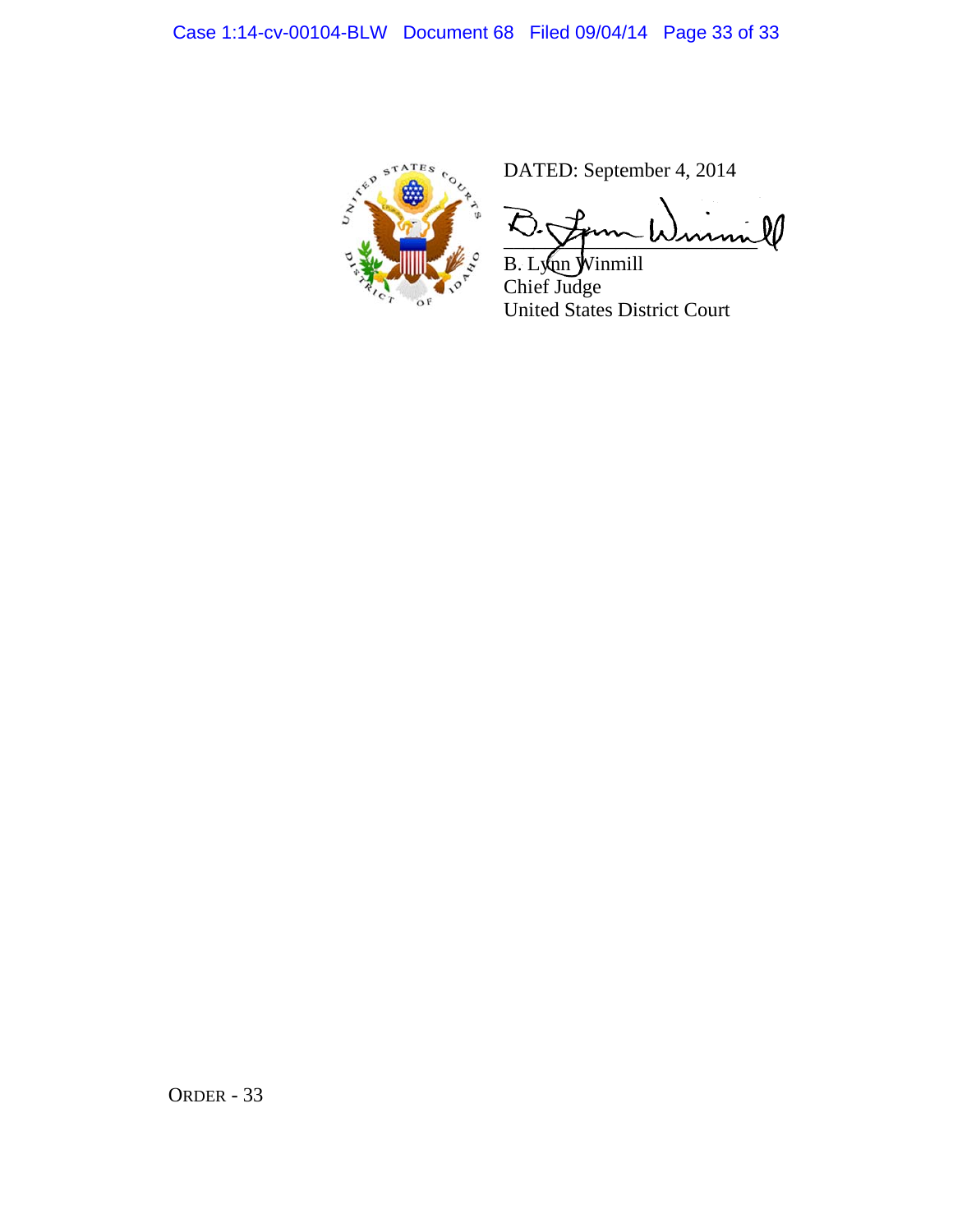DATED: September 4, 2014

B. Lynn Winmill
Chief Judge
United States District Court